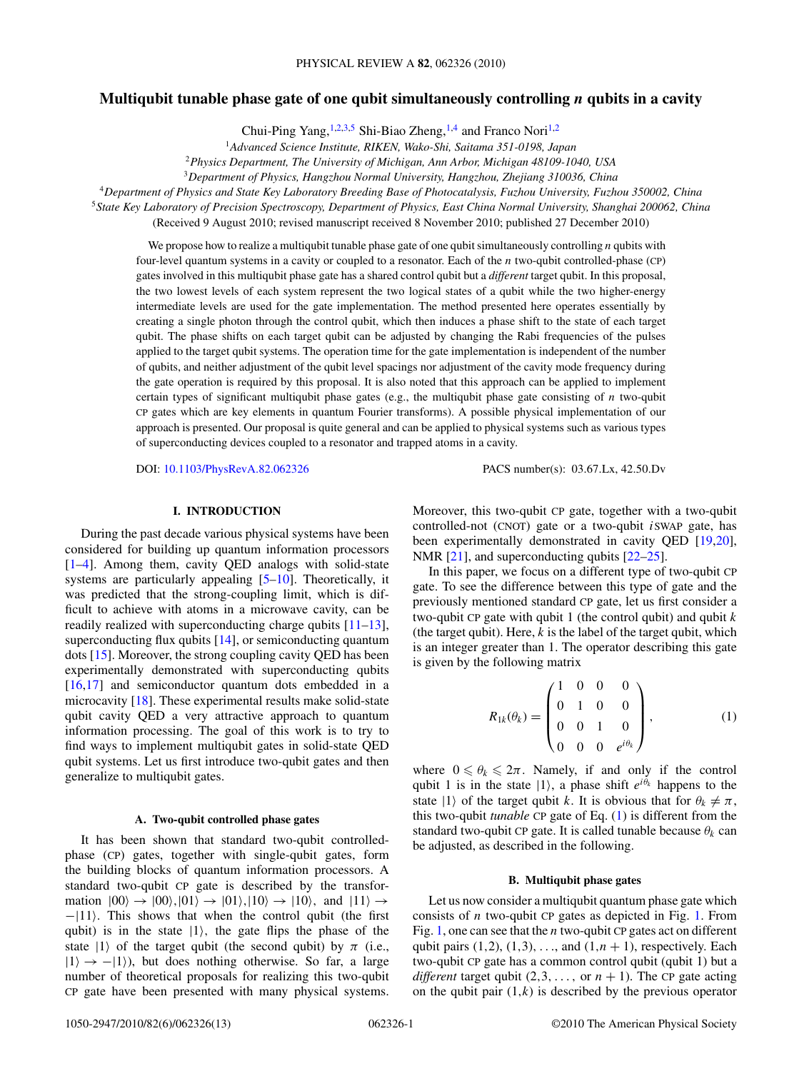# Multiqubit tunable phase gate of one qubit simultaneously controlling $n$ qubits in a cavity

Chui-Ping Yang,[1,2,3,5] Shi-Biao Zheng,[1,4] and Franco Nori[1,2]

[1]*Advanced Science Institute, RIKEN, Wako-Shi, Saitama 351-0198, Japan*
[2]*Physics Department, The University of Michigan, Ann Arbor, Michigan 48109-1040, USA*
[3]*Department of Physics, Hangzhou Normal University, Hangzhou, Zhejiang 310036, China*
[4]*Department of Physics and State Key Laboratory Breeding Base of Photocatalysis, Fuzhou University, Fuzhou 350002, China*
[5]*State Key Laboratory of Precision Spectroscopy, Department of Physics, East China Normal University, Shanghai 200062, China*

(Received 9 August 2010; revised manuscript received 8 November 2010; published 27 December 2010)

We propose how to realize a multiqubit tunable phase gate of one qubit simultaneously controlling $n$ qubits with four-level quantum systems in a cavity or coupled to a resonator. Each of the $n$ two-qubit controlled-phase (CP) gates involved in this multiqubit phase gate has a shared control qubit but a *different* target qubit. In this proposal, the two lowest levels of each system represent the two logical states of a qubit while the two higher-energy intermediate levels are used for the gate implementation. The method presented here operates essentially by creating a single photon through the control qubit, which then induces a phase shift to the state of each target qubit. The phase shifts on each target qubit can be adjusted by changing the Rabi frequencies of the pulses applied to the target qubit systems. The operation time for the gate implementation is independent of the number of qubits, and neither adjustment of the qubit level spacings nor adjustment of the cavity mode frequency during the gate operation is required by this proposal. It is also noted that this approach can be applied to implement certain types of significant multiqubit phase gates (e.g., the multiqubit phase gate consisting of $n$ two-qubit CP gates which are key elements in quantum Fourier transforms). A possible physical implementation of our approach is presented. Our proposal is quite general and can be applied to physical systems such as various types of superconducting devices coupled to a resonator and trapped atoms in a cavity.

DOI: 10.1103/PhysRevA.82.062326 PACS number(s): 03.67.Lx, 42.50.Dv

## I. INTRODUCTION

During the past decade various physical systems have been considered for building up quantum information processors [1–4]. Among them, cavity QED analogs with solid-state systems are particularly appealing [5–10]. Theoretically, it was predicted that the strong-coupling limit, which is difficult to achieve with atoms in a microwave cavity, can be readily realized with superconducting charge qubits [11–13], superconducting flux qubits [14], or semiconducting quantum dots [15]. Moreover, the strong coupling cavity QED has been experimentally demonstrated with superconducting qubits [16,17] and semiconductor quantum dots embedded in a microcavity [18]. These experimental results make solid-state qubit cavity QED a very attractive approach to quantum information processing. The goal of this work is to try to find ways to implement multiqubit gates in solid-state QED qubit systems. Let us first introduce two-qubit gates and then generalize to multiqubit gates.

### A. Two-qubit controlled phase gates

It has been shown that standard two-qubit controlled-phase (CP) gates, together with single-qubit gates, form the building blocks of quantum information processors. A standard two-qubit CP gate is described by the transformation $|00\rangle \to |00\rangle, |01\rangle \to |01\rangle, |10\rangle \to |10\rangle$, and $|11\rangle \to -|11\rangle$. This shows that when the control qubit (the first qubit) is in the state $|1\rangle$, the gate flips the phase of the state $|1\rangle$ of the target qubit (the second qubit) by $\pi$ (i.e., $|1\rangle \to -|1\rangle$), but does nothing otherwise. So far, a large number of theoretical proposals for realizing this two-qubit CP gate have been presented with many physical systems. Moreover, this two-qubit CP gate, together with a two-qubit controlled-not (CNOT) gate or a two-qubit $i$SWAP gate, has been experimentally demonstrated in cavity QED [19,20], NMR [21], and superconducting qubits [22–25].

In this paper, we focus on a different type of two-qubit CP gate. To see the difference between this type of gate and the previously mentioned standard CP gate, let us first consider a two-qubit CP gate with qubit 1 (the control qubit) and qubit $k$ (the target qubit). Here, $k$ is the label of the target qubit, which is an integer greater than 1. The operator describing this gate is given by the following matrix

$$R_{1k}(\theta_k) = \begin{pmatrix} 1 & 0 & 0 & 0 \\ 0 & 1 & 0 & 0 \\ 0 & 0 & 1 & 0 \\ 0 & 0 & 0 & e^{i\theta_k} \end{pmatrix}, \qquad (1)$$

where $0 \leqslant \theta_k \leqslant 2\pi$. Namely, if and only if the control qubit 1 is in the state $|1\rangle$, a phase shift $e^{i\theta_k}$ happens to the state $|1\rangle$ of the target qubit $k$. It is obvious that for $\theta_k \neq \pi$, this two-qubit *tunable* CP gate of Eq. (1) is different from the standard two-qubit CP gate. It is called tunable because $\theta_k$ can be adjusted, as described in the following.

### B. Multiqubit phase gates

Let us now consider a multiqubit quantum phase gate which consists of $n$ two-qubit CP gates as depicted in Fig. 1. From Fig. 1, one can see that the $n$ two-qubit CP gates act on different qubit pairs $(1,2), (1,3), \ldots,$ and $(1,n+1)$, respectively. Each two-qubit CP gate has a common control qubit (qubit 1) but a *different* target qubit $(2,3,\ldots,$ or $n+1)$. The CP gate acting on the qubit pair $(1,k)$ is described by the previous operator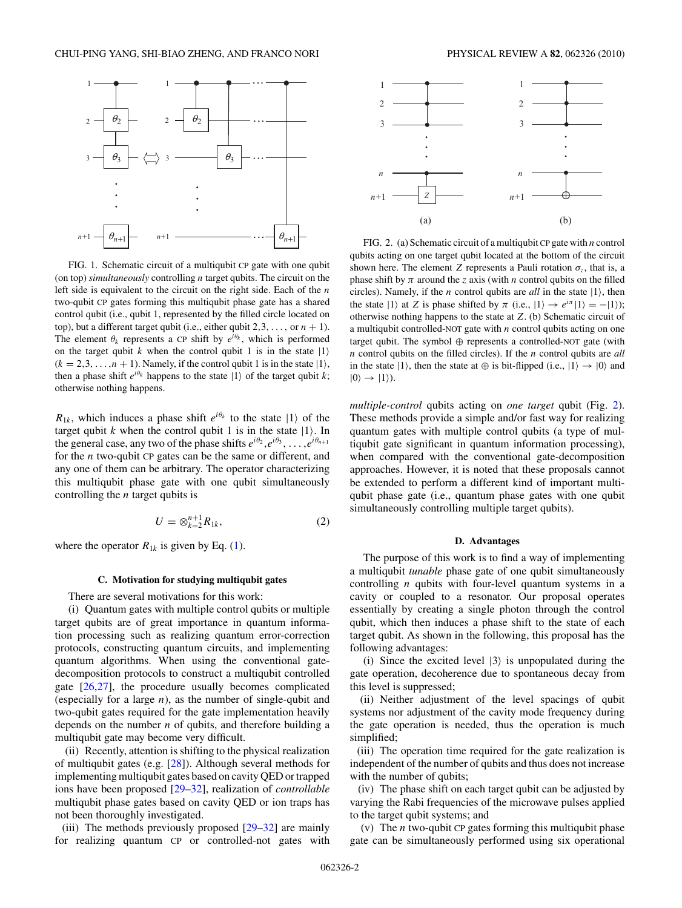FIG. 1. Schematic circuit of a multiqubit CP gate with one qubit (on top) *simultaneously* controlling $n$ target qubits. The circuit on the left side is equivalent to the circuit on the right side. Each of the $n$ two-qubit CP gates forming this multiqubit phase gate has a shared control qubit (i.e., qubit 1, represented by the filled circle located on top), but a different target qubit (i.e., either qubit $2,3,\ldots,$ or $n+1$). The element $\theta_k$ represents a CP shift by $e^{i\theta_k}$, which is performed on the target qubit $k$ when the control qubit 1 is in the state $|1\rangle$ ($k = 2,3,\ldots,n+1$). Namely, if the control qubit 1 is in the state $|1\rangle$, then a phase shift $e^{i\theta_k}$ happens to the state $|1\rangle$ of the target qubit $k$; otherwise nothing happens.

$R_{1k}$, which induces a phase shift $e^{i\theta_k}$ to the state $|1\rangle$ of the target qubit $k$ when the control qubit 1 is in the state $|1\rangle$. In the general case, any two of the phase shifts $e^{i\theta_2}, e^{i\theta_3}, \ldots, e^{i\theta_{n+1}}$ for the $n$ two-qubit CP gates can be the same or different, and any one of them can be arbitrary. The operator characterizing this multiqubit phase gate with one qubit simultaneously controlling the $n$ target qubits is

$$U = \otimes_{k=2}^{n+1} R_{1k}, \tag{2}$$

where the operator $R_{1k}$ is given by Eq. (1).

### C. Motivation for studying multiqubit gates

There are several motivations for this work:

(i) Quantum gates with multiple control qubits or multiple target qubits are of great importance in quantum information processing such as realizing quantum error-correction protocols, constructing quantum circuits, and implementing quantum algorithms. When using the conventional gate-decomposition protocols to construct a multiqubit controlled gate [26,27], the procedure usually becomes complicated (especially for a large $n$), as the number of single-qubit and two-qubit gates required for the gate implementation heavily depends on the number $n$ of qubits, and therefore building a multiqubit gate may become very difficult.

(ii) Recently, attention is shifting to the physical realization of multiqubit gates (e.g. [28]). Although several methods for implementing multiqubit gates based on cavity QED or trapped ions have been proposed [29–32], realization of *controllable* multiqubit phase gates based on cavity QED or ion traps has not been thoroughly investigated.

(iii) The methods previously proposed [29–32] are mainly for realizing quantum CP or controlled-NOT gates with *multiple-control* qubits acting on *one target* qubit (Fig. 2). These methods provide a simple and/or fast way for realizing quantum gates with multiple control qubits (a type of multiqubit gate significant in quantum information processing), when compared with the conventional gate-decomposition approaches. However, it is noted that these proposals cannot be extended to perform a different kind of important multiqubit phase gate (i.e., quantum phase gates with one qubit simultaneously controlling multiple target qubits).

FIG. 2. (a) Schematic circuit of a multiqubit CP gate with $n$ control qubits acting on one target qubit located at the bottom of the circuit shown here. The element $Z$ represents a Pauli rotation $\sigma_z$, that is, a phase shift by $\pi$ around the $z$ axis (with $n$ control qubits on the filled circles). Namely, if the $n$ control qubits are *all* in the state $|1\rangle$, then the state $|1\rangle$ at $Z$ is phase shifted by $\pi$ (i.e., $|1\rangle \to e^{i\pi}|1\rangle = -|1\rangle$); otherwise nothing happens to the state at $Z$. (b) Schematic circuit of a multiqubit controlled-NOT gate with $n$ control qubits acting on one target qubit. The symbol $\oplus$ represents a controlled-NOT gate (with $n$ control qubits on the filled circles). If the $n$ control qubits are *all* in the state $|1\rangle$, then the state at $\oplus$ is bit-flipped (i.e., $|1\rangle \to |0\rangle$ and $|0\rangle \to |1\rangle$).

### D. Advantages

The purpose of this work is to find a way of implementing a multiqubit *tunable* phase gate of one qubit simultaneously controlling $n$ qubits with four-level quantum systems in a cavity or coupled to a resonator. Our proposal operates essentially by creating a single photon through the control qubit, which then induces a phase shift to the state of each target qubit. As shown in the following, this proposal has the following advantages:

(i) Since the excited level $|3\rangle$ is unpopulated during the gate operation, decoherence due to spontaneous decay from this level is suppressed;

(ii) Neither adjustment of the level spacings of qubit systems nor adjustment of the cavity mode frequency during the gate operation is needed, thus the operation is much simplified;

(iii) The operation time required for the gate realization is independent of the number of qubits and thus does not increase with the number of qubits;

(iv) The phase shift on each target qubit can be adjusted by varying the Rabi frequencies of the microwave pulses applied to the target qubit systems; and

(v) The $n$ two-qubit CP gates forming this multiqubit phase gate can be simultaneously performed using six operational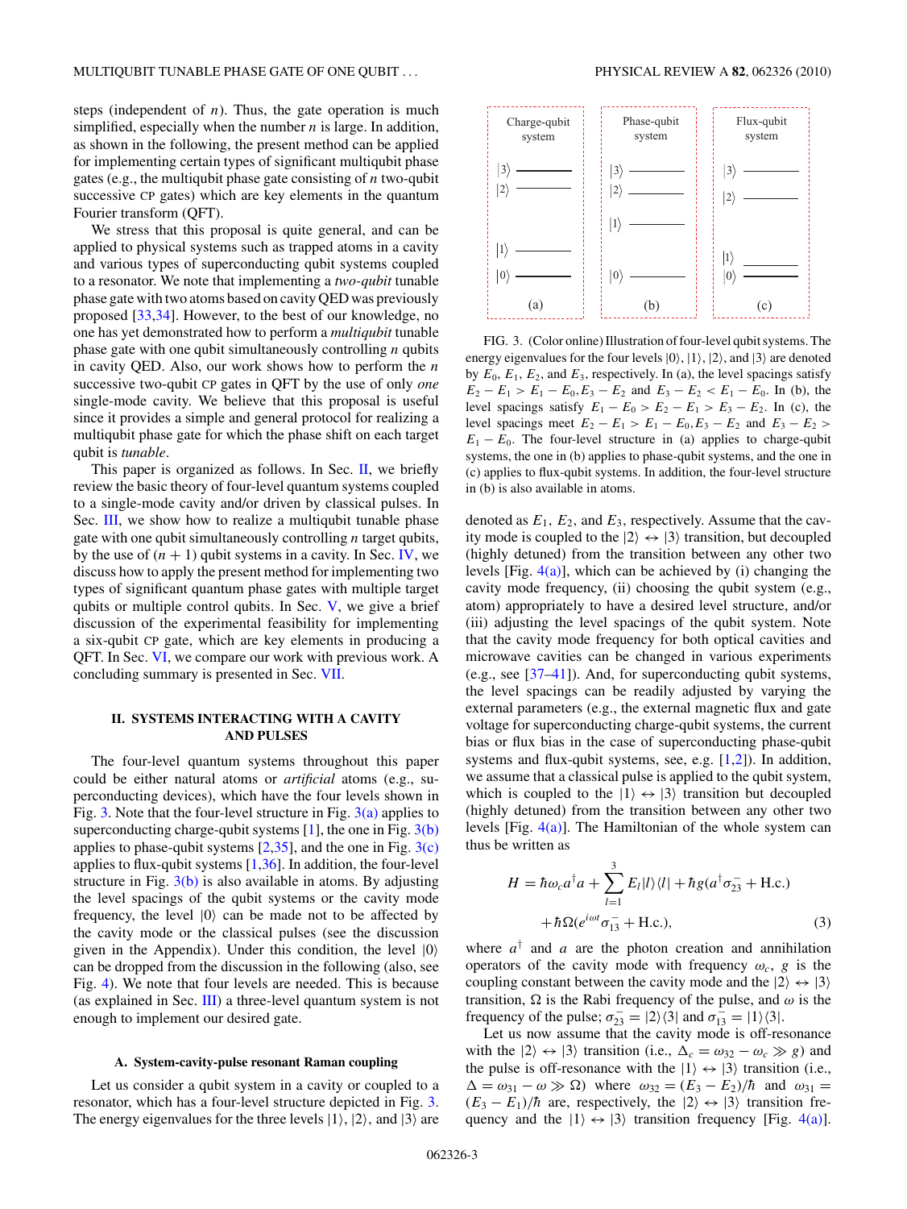steps (independent of $n$). Thus, the gate operation is much simplified, especially when the number $n$ is large. In addition, as shown in the following, the present method can be applied for implementing certain types of significant multiqubit phase gates (e.g., the multiqubit phase gate consisting of $n$ two-qubit successive CP gates) which are key elements in the quantum Fourier transform (QFT).

We stress that this proposal is quite general, and can be applied to physical systems such as trapped atoms in a cavity and various types of superconducting qubit systems coupled to a resonator. We note that implementing a *two-qubit* tunable phase gate with two atoms based on cavity QED was previously proposed [33,34]. However, to the best of our knowledge, no one has yet demonstrated how to perform a *multiqubit* tunable phase gate with one qubit simultaneously controlling $n$ qubits in cavity QED. Also, our work shows how to perform the $n$ successive two-qubit CP gates in QFT by the use of only *one* single-mode cavity. We believe that this proposal is useful since it provides a simple and general protocol for realizing a multiqubit phase gate for which the phase shift on each target qubit is *tunable*.

This paper is organized as follows. In Sec. II, we briefly review the basic theory of four-level quantum systems coupled to a single-mode cavity and/or driven by classical pulses. In Sec. III, we show how to realize a multiqubit tunable phase gate with one qubit simultaneously controlling $n$ target qubits, by the use of $(n+1)$ qubit systems in a cavity. In Sec. IV, we discuss how to apply the present method for implementing two types of significant quantum phase gates with multiple target qubits or multiple control qubits. In Sec. V, we give a brief discussion of the experimental feasibility for implementing a six-qubit CP gate, which are key elements in producing a QFT. In Sec. VI, we compare our work with previous work. A concluding summary is presented in Sec. VII.

## II. SYSTEMS INTERACTING WITH A CAVITY AND PULSES

The four-level quantum systems throughout this paper could be either natural atoms or *artificial* atoms (e.g., superconducting devices), which have the four levels shown in Fig. 3. Note that the four-level structure in Fig. 3(a) applies to superconducting charge-qubit systems [1], the one in Fig. 3(b) applies to phase-qubit systems [2,35], and the one in Fig. 3(c) applies to flux-qubit systems [1,36]. In addition, the four-level structure in Fig. 3(b) is also available in atoms. By adjusting the level spacings of the qubit systems or the cavity mode frequency, the level $|0\rangle$ can be made not to be affected by the cavity mode or the classical pulses (see the discussion given in the Appendix). Under this condition, the level $|0\rangle$ can be dropped from the discussion in the following (also, see Fig. 4). We note that four levels are needed. This is because (as explained in Sec. III) a three-level quantum system is not enough to implement our desired gate.

### A. System-cavity-pulse resonant Raman coupling

Let us consider a qubit system in a cavity or coupled to a resonator, which has a four-level structure depicted in Fig. 3. The energy eigenvalues for the three levels $|1\rangle$, $|2\rangle$, and $|3\rangle$ are denoted as $E_1$, $E_2$, and $E_3$, respectively. Assume that the cavity mode is coupled to the $|2\rangle \leftrightarrow |3\rangle$ transition, but decoupled (highly detuned) from the transition between any other two levels [Fig. 4(a)], which can be achieved by (i) changing the cavity mode frequency, (ii) choosing the qubit system (e.g., atom) appropriately to have a desired level structure, and/or (iii) adjusting the level spacings of the qubit system. Note that the cavity mode frequency for both optical cavities and microwave cavities can be changed in various experiments (e.g., see [37–41]). And, for superconducting qubit systems, the level spacings can be readily adjusted by varying the external parameters (e.g., the external magnetic flux and gate voltage for superconducting charge-qubit systems, the current bias or flux bias in the case of superconducting phase-qubit systems and flux-qubit systems, see, e.g. [1,2]). In addition, we assume that a classical pulse is applied to the qubit system, which is coupled to the $|1\rangle \leftrightarrow |3\rangle$ transition but decoupled (highly detuned) from the transition between any other two levels [Fig. 4(a)]. The Hamiltonian of the whole system can thus be written as

$$H = \hbar\omega_c a^\dagger a + \sum_{l=1}^{3} E_l |l\rangle\langle l| + \hbar g (a^\dagger \sigma_{23}^- + \text{H.c.}) + \hbar\Omega(e^{i\omega t}\sigma_{13}^- + \text{H.c.}), \tag{3}$$

where $a^\dagger$ and $a$ are the photon creation and annihilation operators of the cavity mode with frequency $\omega_c$, $g$ is the coupling constant between the cavity mode and the $|2\rangle \leftrightarrow |3\rangle$ transition, $\Omega$ is the Rabi frequency of the pulse, and $\omega$ is the frequency of the pulse; $\sigma_{23}^- = |2\rangle\langle 3|$ and $\sigma_{13}^- = |1\rangle\langle 3|$.

Let us now assume that the cavity mode is off-resonance with the $|2\rangle \leftrightarrow |3\rangle$ transition (i.e., $\Delta_c = \omega_{32} - \omega_c \gg g$) and the pulse is off-resonance with the $|1\rangle \leftrightarrow |3\rangle$ transition (i.e., $\Delta = \omega_{31} - \omega \gg \Omega$) where $\omega_{32} = (E_3 - E_2)/\hbar$ and $\omega_{31} = (E_3 - E_1)/\hbar$ are, respectively, the $|2\rangle \leftrightarrow |3\rangle$ transition frequency and the $|1\rangle \leftrightarrow |3\rangle$ transition frequency [Fig. 4(a)].

FIG. 3. (Color online) Illustration of four-level qubit systems. The energy eigenvalues for the four levels $|0\rangle$, $|1\rangle$, $|2\rangle$, and $|3\rangle$ are denoted by $E_0$, $E_1$, $E_2$, and $E_3$, respectively. In (a), the level spacings satisfy $E_2 - E_1 > E_1 - E_0, E_3 - E_2$ and $E_3 - E_2 < E_1 - E_0$. In (b), the level spacings satisfy $E_1 - E_0 > E_2 - E_1 > E_3 - E_2$. In (c), the level spacings meet $E_2 - E_1 > E_1 - E_0, E_3 - E_2$ and $E_3 - E_2 > E_1 - E_0$. The four-level structure in (a) applies to charge-qubit systems, the one in (b) applies to phase-qubit systems, and the one in (c) applies to flux-qubit systems. In addition, the four-level structure in (b) is also available in atoms.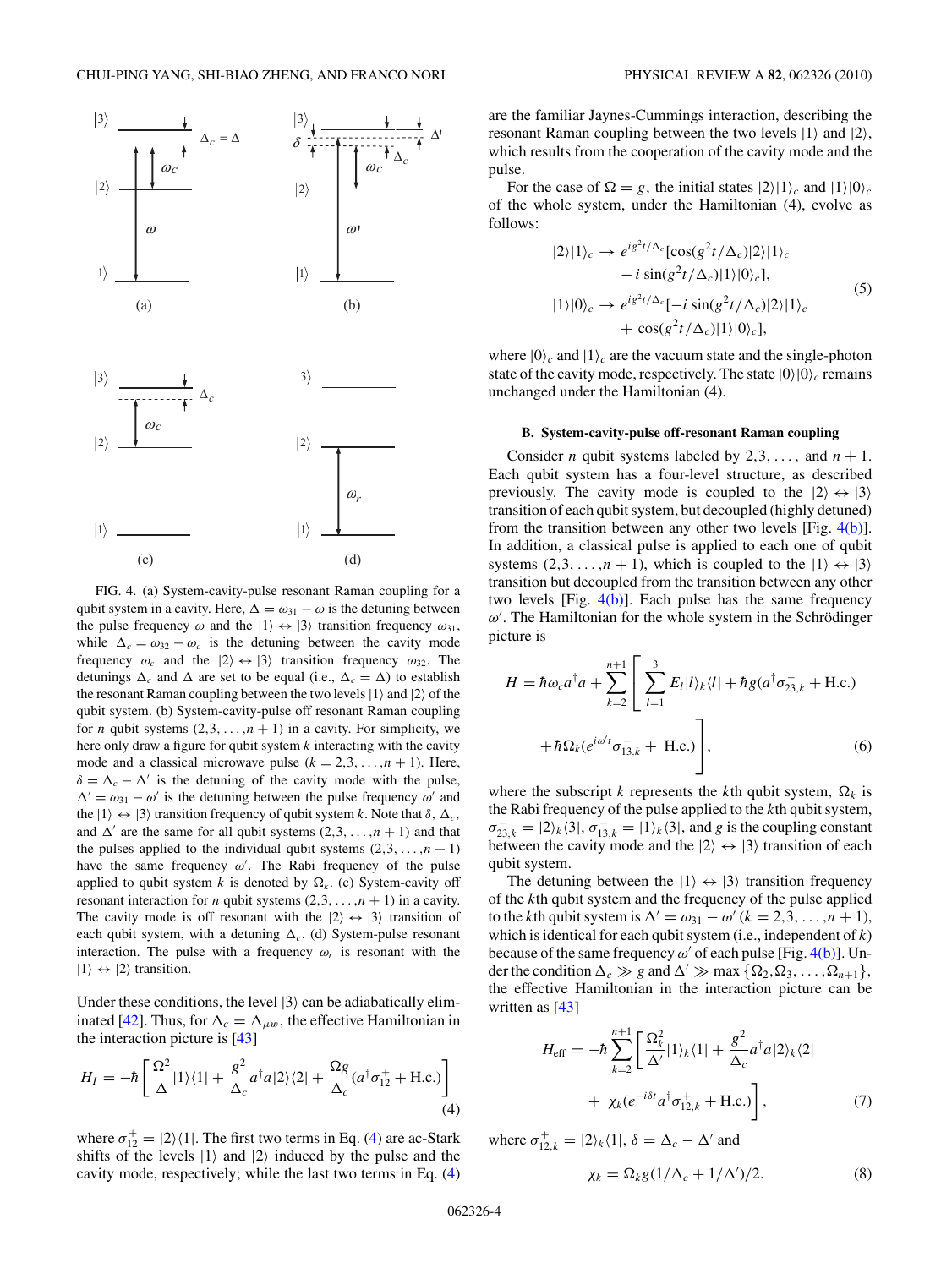FIG. 4. (a) System-cavity-pulse resonant Raman coupling for a qubit system in a cavity. Here, $\Delta = \omega_{31} - \omega$ is the detuning between the pulse frequency $\omega$ and the $|1\rangle \leftrightarrow |3\rangle$ transition frequency $\omega_{31}$, while $\Delta_c = \omega_{32} - \omega_c$ is the detuning between the cavity mode frequency $\omega_c$ and the $|2\rangle \leftrightarrow |3\rangle$ transition frequency $\omega_{32}$. The detunings $\Delta_c$ and $\Delta$ are set to be equal (i.e., $\Delta_c = \Delta$) to establish the resonant Raman coupling between the two levels $|1\rangle$ and $|2\rangle$ of the qubit system. (b) System-cavity-pulse off resonant Raman coupling for $n$ qubit systems $(2,3,\ldots,n+1)$ in a cavity. For simplicity, we here only draw a figure for qubit system $k$ interacting with the cavity mode and a classical microwave pulse $(k = 2,3,\ldots,n+1)$. Here, $\delta = \Delta_c - \Delta'$ is the detuning of the cavity mode with the pulse, $\Delta' = \omega_{31} - \omega'$ is the detuning between the pulse frequency $\omega'$ and the $|1\rangle \leftrightarrow |3\rangle$ transition frequency of qubit system $k$. Note that $\delta$, $\Delta_c$, and $\Delta'$ are the same for all qubit systems $(2,3,\ldots,n+1)$ and that the pulses applied to the individual qubit systems $(2,3,\ldots,n+1)$ have the same frequency $\omega'$. The Rabi frequency of the pulse applied to qubit system $k$ is denoted by $\Omega_k$. (c) System-cavity off resonant interaction for $n$ qubit systems $(2,3,\ldots,n+1)$ in a cavity. The cavity mode is off resonant with the $|2\rangle \leftrightarrow |3\rangle$ transition of each qubit system, with a detuning $\Delta_c$. (d) System-pulse resonant interaction. The pulse with a frequency $\omega_r$ is resonant with the $|1\rangle \leftrightarrow |2\rangle$ transition.

Under these conditions, the level $|3\rangle$ can be adiabatically eliminated [42]. Thus, for $\Delta_c = \Delta_{\mu w}$, the effective Hamiltonian in the interaction picture is [43]

$$H_I = -\hbar\left[\frac{\Omega^2}{\Delta}|1\rangle\langle 1| + \frac{g^2}{\Delta_c}a^\dagger a|2\rangle\langle 2| + \frac{\Omega g}{\Delta_c}(a^\dagger\sigma_{12}^+ + \text{H.c.})\right] \tag{4}$$

where $\sigma_{12}^+ = |2\rangle\langle 1|$. The first two terms in Eq. (4) are ac-Stark shifts of the levels $|1\rangle$ and $|2\rangle$ induced by the pulse and the cavity mode, respectively; while the last two terms in Eq. (4) are the familiar Jaynes-Cummings interaction, describing the resonant Raman coupling between the two levels $|1\rangle$ and $|2\rangle$, which results from the cooperation of the cavity mode and the pulse.

For the case of $\Omega = g$, the initial states $|2\rangle|1\rangle_c$ and $|1\rangle|0\rangle_c$ of the whole system, under the Hamiltonian (4), evolve as follows:

$$\begin{aligned}
|2\rangle|1\rangle_c &\to e^{ig^2t/\Delta_c}[\cos(g^2t/\Delta_c)|2\rangle|1\rangle_c \\
&\quad - i\sin(g^2t/\Delta_c)|1\rangle|0\rangle_c], \\
|1\rangle|0\rangle_c &\to e^{ig^2t/\Delta_c}[-i\sin(g^2t/\Delta_c)|2\rangle|1\rangle_c \\
&\quad + \cos(g^2t/\Delta_c)|1\rangle|0\rangle_c],
\end{aligned} \tag{5}$$

where $|0\rangle_c$ and $|1\rangle_c$ are the vacuum state and the single-photon state of the cavity mode, respectively. The state $|0\rangle|0\rangle_c$ remains unchanged under the Hamiltonian (4).

#### B. System-cavity-pulse off-resonant Raman coupling

Consider $n$ qubit systems labeled by $2,3,\ldots,$ and $n+1$. Each qubit system has a four-level structure, as described previously. The cavity mode is coupled to the $|2\rangle \leftrightarrow |3\rangle$ transition of each qubit system, but decoupled (highly detuned) from the transition between any other two levels [Fig. 4(b)]. In addition, a classical pulse is applied to each one of qubit systems $(2,3,\ldots,n+1)$, which is coupled to the $|1\rangle \leftrightarrow |3\rangle$ transition but decoupled from the transition between any other two levels [Fig. 4(b)]. Each pulse has the same frequency $\omega'$. The Hamiltonian for the whole system in the Schrödinger picture is

$$\begin{aligned}
H = \hbar\omega_c a^\dagger a + \sum_{k=2}^{n+1}\Bigg[&\sum_{l=1}^{3} E_l|l\rangle_k\langle l| + \hbar g(a^\dagger\sigma_{23,k}^- + \text{H.c.}) \\
&+ \hbar\Omega_k(e^{i\omega' t}\sigma_{13,k}^- + \text{H.c.})\Bigg],
\end{aligned} \tag{6}$$

where the subscript $k$ represents the $k$th qubit system, $\Omega_k$ is the Rabi frequency of the pulse applied to the $k$th qubit system, $\sigma_{23,k}^- = |2\rangle_k\langle 3|$, $\sigma_{13,k}^- = |1\rangle_k\langle 3|$, and $g$ is the coupling constant between the cavity mode and the $|2\rangle \leftrightarrow |3\rangle$ transition of each qubit system.

The detuning between the $|1\rangle \leftrightarrow |3\rangle$ transition frequency of the $k$th qubit system and the frequency of the pulse applied to the $k$th qubit system is $\Delta' = \omega_{31} - \omega'$ $(k = 2,3,\ldots,n+1)$, which is identical for each qubit system (i.e., independent of $k$) because of the same frequency $\omega'$ of each pulse [Fig. 4(b)]. Under the condition $\Delta_c \gg g$ and $\Delta' \gg \max\{\Omega_2,\Omega_3,\ldots,\Omega_{n+1}\}$, the effective Hamiltonian in the interaction picture can be written as [43]

$$\begin{aligned}
H_{\text{eff}} = -\hbar\sum_{k=2}^{n+1}\Bigg[&\frac{\Omega_k^2}{\Delta'}|1\rangle_k\langle 1| + \frac{g^2}{\Delta_c}a^\dagger a|2\rangle_k\langle 2| \\
&+ \chi_k(e^{-i\delta t}a^\dagger\sigma_{12,k}^+ + \text{H.c.})\Bigg],
\end{aligned} \tag{7}$$

where $\sigma_{12,k}^+ = |2\rangle_k\langle 1|$, $\delta = \Delta_c - \Delta'$ and

$$\chi_k = \Omega_k g(1/\Delta_c + 1/\Delta')/2. \tag{8}$$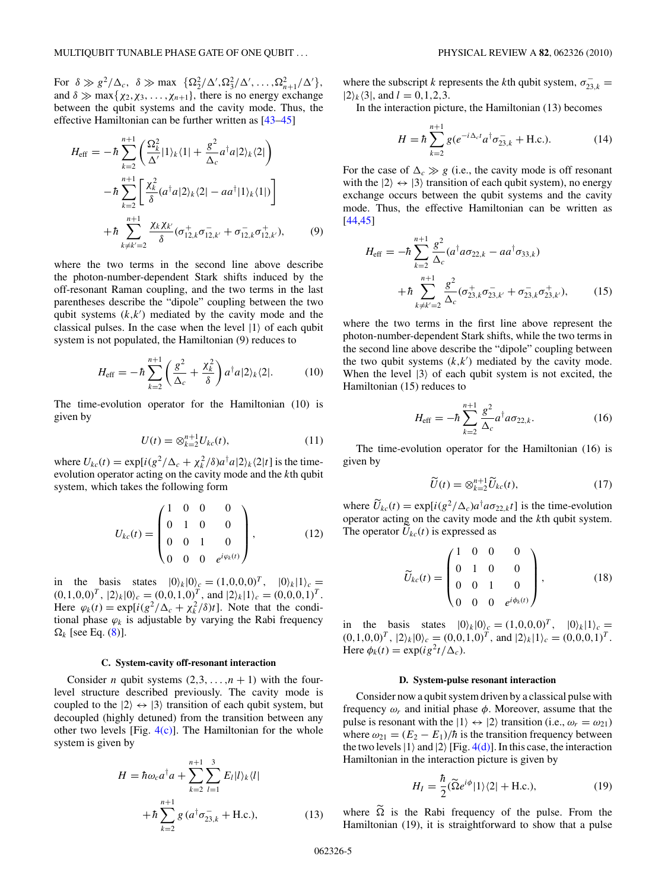For $\delta \gg g^2/\Delta_c$, $\delta \gg \max\{\Omega_2^2/\Delta', \Omega_3^2/\Delta', \ldots, \Omega_{n+1}^2/\Delta'\}$, and $\delta \gg \max\{\chi_2, \chi_3, \ldots, \chi_{n+1}\}$, there is no energy exchange between the qubit systems and the cavity mode. Thus, the effective Hamiltonian can be further written as [43–45]

$$
\begin{aligned}
H_{\text{eff}} = & -\hbar \sum_{k=2}^{n+1} \left( \frac{\Omega_k^2}{\Delta'} |1\rangle_k \langle 1| + \frac{g^2}{\Delta_c} a^\dagger a |2\rangle_k \langle 2| \right) \\
& - \hbar \sum_{k=2}^{n+1} \left[ \frac{\chi_k^2}{\delta} (a^\dagger a |2\rangle_k \langle 2| - a a^\dagger |1\rangle_k \langle 1|) \right] \\
& + \hbar \sum_{k \neq k'=2}^{n+1} \frac{\chi_k \chi_{k'}}{\delta} (\sigma_{12,k}^+ \sigma_{12,k'}^- + \sigma_{12,k}^- \sigma_{12,k'}^+),
\end{aligned} \tag{9}
$$

where the two terms in the second line above describe the photon-number-dependent Stark shifts induced by the off-resonant Raman coupling, and the two terms in the last parentheses describe the "dipole" coupling between the two qubit systems $(k,k')$ mediated by the cavity mode and the classical pulses. In the case when the level $|1\rangle$ of each qubit system is not populated, the Hamiltonian (9) reduces to

$$
H_{\text{eff}} = -\hbar \sum_{k=2}^{n+1} \left( \frac{g^2}{\Delta_c} + \frac{\chi_k^2}{\delta} \right) a^\dagger a |2\rangle_k \langle 2|. \tag{10}
$$

The time-evolution operator for the Hamiltonian (10) is given by

$$
U(t) = \otimes_{k=2}^{n+1} U_{kc}(t), \tag{11}
$$

where $U_{kc}(t) = \exp[i(g^2/\Delta_c + \chi_k^2/\delta) a^\dagger a |2\rangle_k \langle 2| t]$ is the time-evolution operator acting on the cavity mode and the $k$th qubit system, which takes the following form

$$
U_{kc}(t) = \begin{pmatrix} 1 & 0 & 0 & 0 \\ 0 & 1 & 0 & 0 \\ 0 & 0 & 1 & 0 \\ 0 & 0 & 0 & e^{i\varphi_k(t)} \end{pmatrix}, \tag{12}
$$

in the basis states $|0\rangle_k |0\rangle_c = (1,0,0,0)^T$, $|0\rangle_k |1\rangle_c = (0,1,0,0)^T$, $|2\rangle_k |0\rangle_c = (0,0,1,0)^T$, and $|2\rangle_k |1\rangle_c = (0,0,0,1)^T$. Here $\varphi_k(t) = \exp[i(g^2/\Delta_c + \chi_k^2/\delta)t]$. Note that the conditional phase $\varphi_k$ is adjustable by varying the Rabi frequency $\Omega_k$ [see Eq. (8)].

### C. System-cavity off-resonant interaction

Consider $n$ qubit systems $(2, 3, \ldots, n+1)$ with the four-level structure described previously. The cavity mode is coupled to the $|2\rangle \leftrightarrow |3\rangle$ transition of each qubit system, but decoupled (highly detuned) from the transition between any other two levels [Fig. 4(c)]. The Hamiltonian for the whole system is given by

$$
\begin{aligned}
H = & \hbar \omega_c a^\dagger a + \sum_{k=2}^{n+1} \sum_{l=1}^{3} E_l |l\rangle_k \langle l| \\
& + \hbar \sum_{k=2}^{n+1} g \, (a^\dagger \sigma_{23,k}^- + \text{H.c.}),
\end{aligned} \tag{13}
$$

where the subscript $k$ represents the $k$th qubit system, $\sigma_{23,k}^- = |2\rangle_k \langle 3|$, and $l = 0,1,2,3$.

In the interaction picture, the Hamiltonian (13) becomes

$$
H = \hbar \sum_{k=2}^{n+1} g (e^{-i\Delta_c t} a^\dagger \sigma_{23,k}^- + \text{H.c.}). \tag{14}
$$

For the case of $\Delta_c \gg g$ (i.e., the cavity mode is off resonant with the $|2\rangle \leftrightarrow |3\rangle$ transition of each qubit system), no energy exchange occurs between the qubit systems and the cavity mode. Thus, the effective Hamiltonian can be written as [44,45]

$$
\begin{aligned}
H_{\text{eff}} = & -\hbar \sum_{k=2}^{n+1} \frac{g^2}{\Delta_c} (a^\dagger a \sigma_{22,k} - a a^\dagger \sigma_{33,k}) \\
& + \hbar \sum_{k \neq k'=2}^{n+1} \frac{g^2}{\Delta_c} (\sigma_{23,k}^+ \sigma_{23,k'}^- + \sigma_{23,k}^- \sigma_{23,k'}^+),
\end{aligned} \tag{15}
$$

where the two terms in the first line above represent the photon-number-dependent Stark shifts, while the two terms in the second line above describe the "dipole" coupling between the two qubit systems $(k,k')$ mediated by the cavity mode. When the level $|3\rangle$ of each qubit system is not excited, the Hamiltonian (15) reduces to

$$
H_{\text{eff}} = -\hbar \sum_{k=2}^{n+1} \frac{g^2}{\Delta_c} a^\dagger a \sigma_{22,k}. \tag{16}
$$

The time-evolution operator for the Hamiltonian (16) is given by

$$
\widetilde{U}(t) = \otimes_{k=2}^{n+1} \widetilde{U}_{kc}(t), \tag{17}
$$

where $\widetilde{U}_{kc}(t) = \exp[i(g^2/\Delta_c) a^\dagger a \sigma_{22,k} t]$ is the time-evolution operator acting on the cavity mode and the $k$th qubit system. The operator $\widetilde{U}_{kc}(t)$ is expressed as

$$
\widetilde{U}_{kc}(t) = \begin{pmatrix} 1 & 0 & 0 & 0 \\ 0 & 1 & 0 & 0 \\ 0 & 0 & 1 & 0 \\ 0 & 0 & 0 & e^{i\phi_k(t)} \end{pmatrix}, \tag{18}
$$

in the basis states $|0\rangle_k |0\rangle_c = (1,0,0,0)^T$, $|0\rangle_k |1\rangle_c = (0,1,0,0)^T$, $|2\rangle_k |0\rangle_c = (0,0,1,0)^T$, and $|2\rangle_k |1\rangle_c = (0,0,0,1)^T$. Here $\phi_k(t) = \exp(ig^2 t/\Delta_c)$.

### D. System-pulse resonant interaction

Consider now a qubit system driven by a classical pulse with frequency $\omega_r$ and initial phase $\phi$. Moreover, assume that the pulse is resonant with the $|1\rangle \leftrightarrow |2\rangle$ transition (i.e., $\omega_r = \omega_{21}$) where $\omega_{21} = (E_2 - E_1)/\hbar$ is the transition frequency between the two levels $|1\rangle$ and $|2\rangle$ [Fig. 4(d)]. In this case, the interaction Hamiltonian in the interaction picture is given by

$$
H_I = \frac{\hbar}{2} (\widetilde{\Omega} e^{i\phi} |1\rangle \langle 2| + \text{H.c.}), \tag{19}
$$

where $\widetilde{\Omega}$ is the Rabi frequency of the pulse. From the Hamiltonian (19), it is straightforward to show that a pulse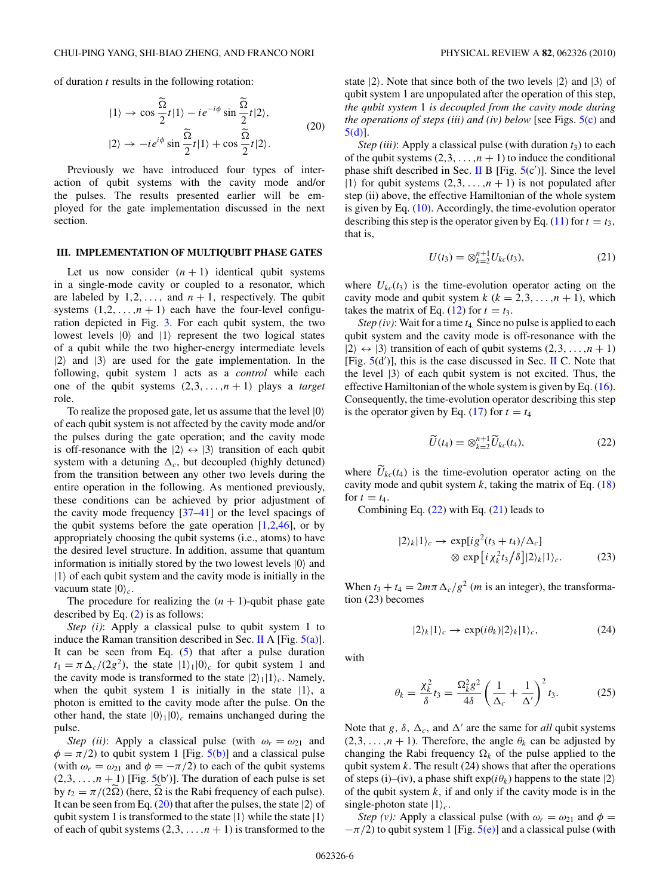of duration $t$ results in the following rotation:

$$|1\rangle \rightarrow \cos\frac{\widetilde{\Omega}}{2}t|1\rangle - ie^{-i\phi}\sin\frac{\widetilde{\Omega}}{2}t|2\rangle,$$
$$|2\rangle \rightarrow -ie^{i\phi}\sin\frac{\widetilde{\Omega}}{2}t|1\rangle + \cos\frac{\widetilde{\Omega}}{2}t|2\rangle. \tag{20}$$

Previously we have introduced four types of interaction of qubit systems with the cavity mode and/or the pulses. The results presented earlier will be employed for the gate implementation discussed in the next section.

## III. IMPLEMENTATION OF MULTIQUBIT PHASE GATES

Let us now consider $(n+1)$ identical qubit systems in a single-mode cavity or coupled to a resonator, which are labeled by $1,2,\ldots,$ and $n+1$, respectively. The qubit systems $(1,2,\ldots,n+1)$ each have the four-level configuration depicted in Fig. 3. For each qubit system, the two lowest levels $|0\rangle$ and $|1\rangle$ represent the two logical states of a qubit while the two higher-energy intermediate levels $|2\rangle$ and $|3\rangle$ are used for the gate implementation. In the following, qubit system 1 acts as a *control* while each one of the qubit systems $(2,3,\ldots,n+1)$ plays a *target* role.

To realize the proposed gate, let us assume that the level $|0\rangle$ of each qubit system is not affected by the cavity mode and/or the pulses during the gate operation; and the cavity mode is off-resonance with the $|2\rangle \leftrightarrow |3\rangle$ transition of each qubit system with a detuning $\Delta_c$, but decoupled (highly detuned) from the transition between any other two levels during the entire operation in the following. As mentioned previously, these conditions can be achieved by prior adjustment of the cavity mode frequency [37–41] or the level spacings of the qubit systems before the gate operation [1,2,46], or by appropriately choosing the qubit systems (i.e., atoms) to have the desired level structure. In addition, assume that quantum information is initially stored by the two lowest levels $|0\rangle$ and $|1\rangle$ of each qubit system and the cavity mode is initially in the vacuum state $|0\rangle_c$.

The procedure for realizing the $(n+1)$-qubit phase gate described by Eq. (2) is as follows:

*Step (i)*: Apply a classical pulse to qubit system 1 to induce the Raman transition described in Sec. II A [Fig. 5(a)]. It can be seen from Eq. (5) that after a pulse duration $t_1 = \pi\Delta_c/(2g^2)$, the state $|1\rangle_1|0\rangle_c$ for qubit system 1 and the cavity mode is transformed to the state $|2\rangle_1|1\rangle_c$. Namely, when the qubit system 1 is initially in the state $|1\rangle$, a photon is emitted to the cavity mode after the pulse. On the other hand, the state $|0\rangle_1|0\rangle_c$ remains unchanged during the pulse.

*Step (ii)*: Apply a classical pulse (with $\omega_r = \omega_{21}$ and $\phi = \pi/2$) to qubit system 1 [Fig. 5(b)] and a classical pulse (with $\omega_r = \omega_{21}$ and $\phi = -\pi/2$) to each of the qubit systems $(2,3,\ldots,n+1)$ [Fig. 5(b′)]. The duration of each pulse is set by $t_2 = \pi/(2\widetilde{\Omega})$ (here, $\widetilde{\Omega}$ is the Rabi frequency of each pulse). It can be seen from Eq. (20) that after the pulses, the state $|2\rangle$ of qubit system 1 is transformed to the state $|1\rangle$ while the state $|1\rangle$ of each of qubit systems $(2,3,\ldots,n+1)$ is transformed to the state $|2\rangle$. Note that since both of the two levels $|2\rangle$ and $|3\rangle$ of qubit system 1 are unpopulated after the operation of this step, *the qubit system 1 is decoupled from the cavity mode during the operations of steps (iii) and (iv) below* [see Figs. 5(c) and 5(d)].

*Step (iii)*: Apply a classical pulse (with duration $t_3$) to each of the qubit systems $(2,3,\ldots,n+1)$ to induce the conditional phase shift described in Sec. II B [Fig. 5(c′)]. Since the level $|1\rangle$ for qubit systems $(2,3,\ldots,n+1)$ is not populated after step (ii) above, the effective Hamiltonian of the whole system is given by Eq. (10). Accordingly, the time-evolution operator describing this step is the operator given by Eq. (11) for $t = t_3$, that is,

$$U(t_3) = \otimes_{k=2}^{n+1} U_{kc}(t_3), \tag{21}$$

where $U_{kc}(t_3)$ is the time-evolution operator acting on the cavity mode and qubit system $k$ $(k = 2,3,\ldots,n+1)$, which takes the matrix of Eq. (12) for $t = t_3$.

*Step (iv)*: Wait for a time $t_4$. Since no pulse is applied to each qubit system and the cavity mode is off-resonance with the $|2\rangle \leftrightarrow |3\rangle$ transition of each of qubit systems $(2,3,\ldots,n+1)$ [Fig. 5(d′)], this is the case discussed in Sec. II C. Note that the level $|3\rangle$ of each qubit system is not excited. Thus, the effective Hamiltonian of the whole system is given by Eq. (16). Consequently, the time-evolution operator describing this step is the operator given by Eq. (17) for $t = t_4$

$$\widetilde{U}(t_4) = \otimes_{k=2}^{n+1} \widetilde{U}_{kc}(t_4), \tag{22}$$

where $\widetilde{U}_{kc}(t_4)$ is the time-evolution operator acting on the cavity mode and qubit system $k$, taking the matrix of Eq. (18) for $t = t_4$.

Combining Eq. (22) with Eq. (21) leads to

$$|2\rangle_k|1\rangle_c \rightarrow \exp[ig^2(t_3+t_4)/\Delta_c] \otimes \exp\left[i\chi_k^2 t_3/\delta\right]|2\rangle_k|1\rangle_c. \tag{23}$$

When $t_3 + t_4 = 2m\pi\Delta_c/g^2$ ($m$ is an integer), the transformation (23) becomes

$$|2\rangle_k|1\rangle_c \rightarrow \exp(i\theta_k)|2\rangle_k|1\rangle_c, \tag{24}$$

with

$$\theta_k = \frac{\chi_k^2}{\delta}t_3 = \frac{\Omega_k^2 g^2}{4\delta}\left(\frac{1}{\Delta_c} + \frac{1}{\Delta'}\right)^2 t_3. \tag{25}$$

Note that $g$, $\delta$, $\Delta_c$, and $\Delta'$ are the same for *all* qubit systems $(2,3,\ldots,n+1)$. Therefore, the angle $\theta_k$ can be adjusted by changing the Rabi frequency $\Omega_k$ of the pulse applied to the qubit system $k$. The result (24) shows that after the operations of steps (i)–(iv), a phase shift $\exp(i\theta_k)$ happens to the state $|2\rangle$ of the qubit system $k$, if and only if the cavity mode is in the single-photon state $|1\rangle_c$.

*Step (v)*: Apply a classical pulse (with $\omega_r = \omega_{21}$ and $\phi = -\pi/2$) to qubit system 1 [Fig. 5(e)] and a classical pulse (with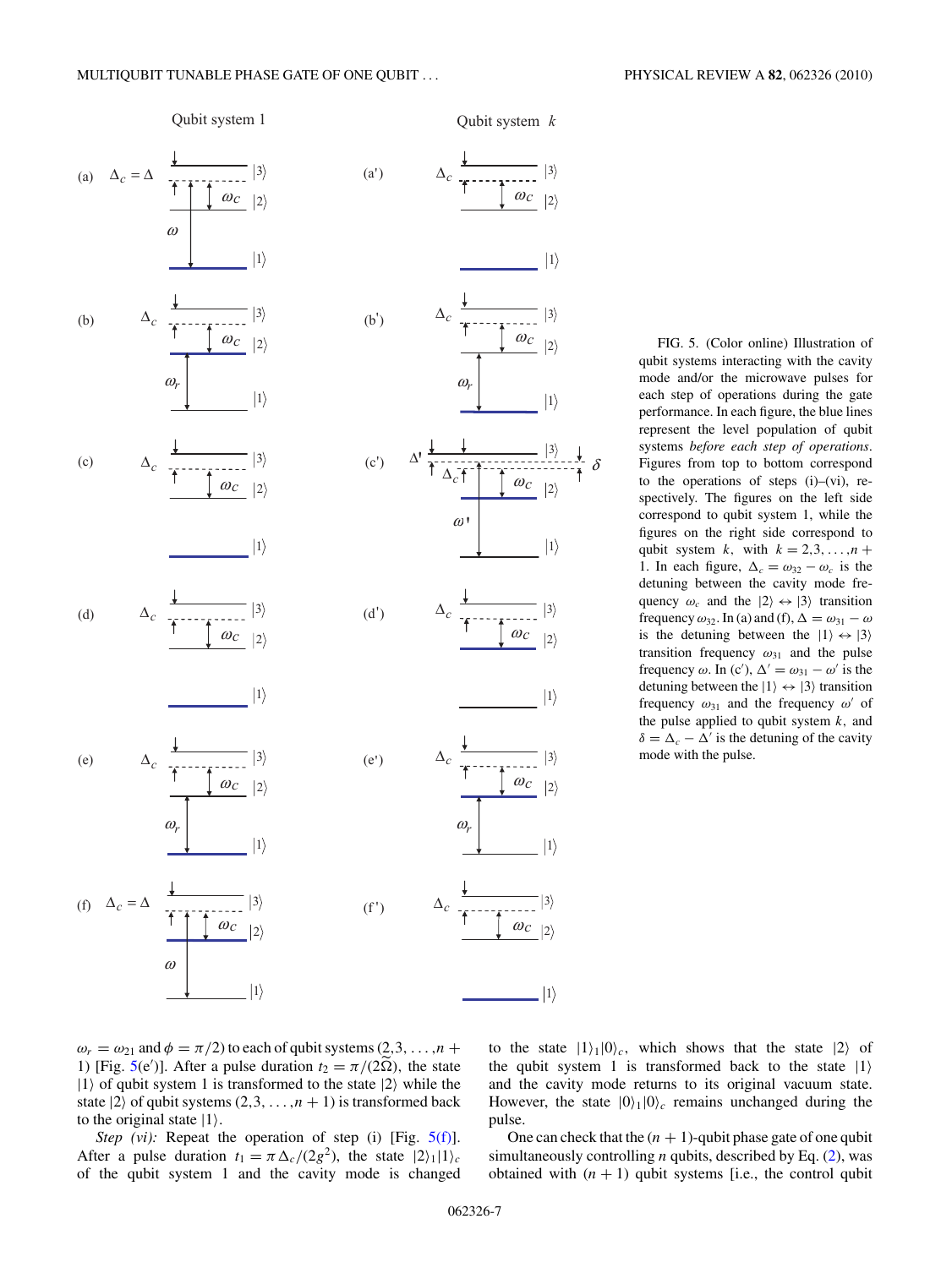FIG. 5. (Color online) Illustration of qubit systems interacting with the cavity mode and/or the microwave pulses for each step of operations during the gate performance. In each figure, the blue lines represent the level population of qubit systems *before each step of operations*. Figures from top to bottom correspond to the operations of steps (i)–(vi), respectively. The figures on the left side correspond to qubit system 1, while the figures on the right side correspond to qubit system $k$, with $k = 2, 3, \ldots, n+1$. In each figure, $\Delta_c = \omega_{32} - \omega_c$ is the detuning between the cavity mode frequency $\omega_c$ and the $|2\rangle \leftrightarrow |3\rangle$ transition frequency $\omega_{32}$. In (a) and (f), $\Delta = \omega_{31} - \omega$ is the detuning between the $|1\rangle \leftrightarrow |3\rangle$ transition frequency $\omega_{31}$ and the pulse frequency $\omega$. In (c′), $\Delta' = \omega_{31} - \omega'$ is the detuning between the $|1\rangle \leftrightarrow |3\rangle$ transition frequency $\omega_{31}$ and the frequency $\omega'$ of the pulse applied to qubit system $k$, and $\delta = \Delta_c - \Delta'$ is the detuning of the cavity mode with the pulse.

$\omega_r = \omega_{21}$ and $\phi = \pi/2$) to each of qubit systems $(2, 3, \ldots, n+1)$ [Fig. 5(e′)]. After a pulse duration $t_2 = \pi/(2\widetilde{\Omega})$, the state $|1\rangle$ of qubit system 1 is transformed to the state $|2\rangle$ while the state $|2\rangle$ of qubit systems $(2, 3, \ldots, n+1)$ is transformed back to the original state $|1\rangle$.

*Step (vi):* Repeat the operation of step (i) [Fig. 5(f)]. After a pulse duration $t_1 = \pi\Delta_c/(2g^2)$, the state $|2\rangle_1|1\rangle_c$ of the qubit system 1 and the cavity mode is changed to the state $|1\rangle_1|0\rangle_c$, which shows that the state $|2\rangle$ of the qubit system 1 is transformed back to the state $|1\rangle$ and the cavity mode returns to its original vacuum state. However, the state $|0\rangle_1|0\rangle_c$ remains unchanged during the pulse.

One can check that the $(n+1)$-qubit phase gate of one qubit simultaneously controlling $n$ qubits, described by Eq. (2), was obtained with $(n+1)$ qubit systems [i.e., the control qubit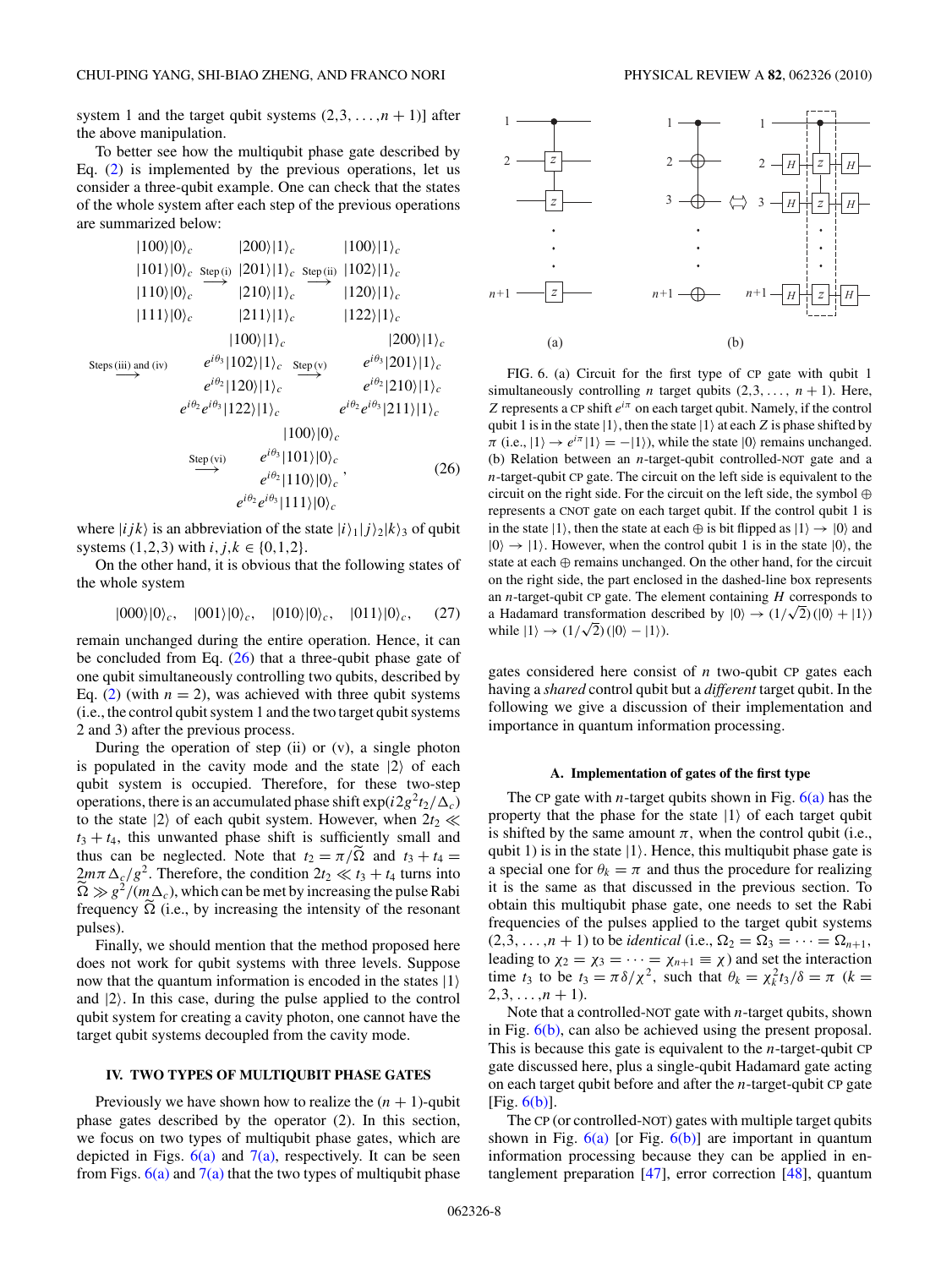system 1 and the target qubit systems $(2,3,\ldots,n+1)$] after the above manipulation.

To better see how the multiqubit phase gate described by Eq. (2) is implemented by the previous operations, let us consider a three-qubit example. One can check that the states of the whole system after each step of the previous operations are summarized below:

$$
\begin{array}{lcl}
\begin{array}{l}|100\rangle|0\rangle_c\\|101\rangle|0\rangle_c\\|110\rangle|0\rangle_c\\|111\rangle|0\rangle_c\end{array}
\xrightarrow{\text{Step (i)}}
\begin{array}{l}|200\rangle|1\rangle_c\\|201\rangle|1\rangle_c\\|210\rangle|1\rangle_c\\|211\rangle|1\rangle_c\end{array}
\xrightarrow{\text{Step (ii)}}
\begin{array}{l}|100\rangle|1\rangle_c\\|102\rangle|1\rangle_c\\|120\rangle|1\rangle_c\\|122\rangle|1\rangle_c\end{array}
\\
\xrightarrow{\text{Steps (iii) and (iv)}}
\begin{array}{c}|100\rangle|1\rangle_c\\e^{i\theta_3}|102\rangle|1\rangle_c\\e^{i\theta_2}|120\rangle|1\rangle_c\\e^{i\theta_2}e^{i\theta_3}|122\rangle|1\rangle_c\end{array}
\xrightarrow{\text{Step (v)}}
\begin{array}{c}|200\rangle|1\rangle_c\\e^{i\theta_3}|201\rangle|1\rangle_c\\e^{i\theta_2}|210\rangle|1\rangle_c\\e^{i\theta_2}e^{i\theta_3}|211\rangle|1\rangle_c\end{array}
\\
\xrightarrow{\text{Step (vi)}}
\begin{array}{c}|100\rangle|0\rangle_c\\e^{i\theta_3}|101\rangle|0\rangle_c\\e^{i\theta_2}|110\rangle|0\rangle_c\\e^{i\theta_2}e^{i\theta_3}|111\rangle|0\rangle_c\end{array},
\end{array}
\tag{26}
$$

where $|ijk\rangle$ is an abbreviation of the state $|i\rangle_1|j\rangle_2|k\rangle_3$ of qubit systems $(1,2,3)$ with $i,j,k\in\{0,1,2\}$.

On the other hand, it is obvious that the following states of the whole system

$$|000\rangle|0\rangle_c,\quad |001\rangle|0\rangle_c,\quad |010\rangle|0\rangle_c,\quad |011\rangle|0\rangle_c, \tag{27}$$

remain unchanged during the entire operation. Hence, it can be concluded from Eq. (26) that a three-qubit phase gate of one qubit simultaneously controlling two qubits, described by Eq. (2) (with $n=2$), was achieved with three qubit systems (i.e., the control qubit system 1 and the two target qubit systems 2 and 3) after the previous process.

During the operation of step (ii) or (v), a single photon is populated in the cavity mode and the state $|2\rangle$ of each qubit system is occupied. Therefore, for these two-step operations, there is an accumulated phase shift $\exp(i2g^2t_2/\Delta_c)$ to the state $|2\rangle$ of each qubit system. However, when $2t_2 \ll t_3+t_4$, this unwanted phase shift is sufficiently small and thus can be neglected. Note that $t_2=\pi/\widetilde{\Omega}$ and $t_3+t_4=2m\pi\Delta_c/g^2$. Therefore, the condition $2t_2\ll t_3+t_4$ turns into $\widetilde{\Omega}\gg g^2/(m\Delta_c)$, which can be met by increasing the pulse Rabi frequency $\widetilde{\Omega}$ (i.e., by increasing the intensity of the resonant pulses).

Finally, we should mention that the method proposed here does not work for qubit systems with three levels. Suppose now that the quantum information is encoded in the states $|1\rangle$ and $|2\rangle$. In this case, during the pulse applied to the control qubit system for creating a cavity photon, one cannot have the target qubit systems decoupled from the cavity mode.

## IV. TWO TYPES OF MULTIQUBIT PHASE GATES

Previously we have shown how to realize the $(n+1)$-qubit phase gates described by the operator (2). In this section, we focus on two types of multiqubit phase gates, which are depicted in Figs. 6(a) and 7(a), respectively. It can be seen from Figs. 6(a) and 7(a) that the two types of multiqubit phase gates considered here consist of $n$ two-qubit CP gates each having a *shared* control qubit but a *different* target qubit. In the following we give a discussion of their implementation and importance in quantum information processing.

FIG. 6. (a) Circuit for the first type of CP gate with qubit 1 simultaneously controlling $n$ target qubits $(2,3,\ldots,n+1)$. Here, $Z$ represents a CP shift $e^{i\pi}$ on each target qubit. Namely, if the control qubit 1 is in the state $|1\rangle$, then the state $|1\rangle$ at each $Z$ is phase shifted by $\pi$ (i.e., $|1\rangle\to e^{i\pi}|1\rangle=-|1\rangle$), while the state $|0\rangle$ remains unchanged. (b) Relation between an $n$-target-qubit controlled-NOT gate and a $n$-target-qubit CP gate. The circuit on the left side is equivalent to the circuit on the right side. For the circuit on the left side, the symbol $\oplus$ represents a CNOT gate on each target qubit. If the control qubit 1 is in the state $|1\rangle$, then the state at each $\oplus$ is bit flipped as $|1\rangle\to|0\rangle$ and $|0\rangle\to|1\rangle$. However, when the control qubit 1 is in the state $|0\rangle$, the state at each $\oplus$ remains unchanged. On the other hand, for the circuit on the right side, the part enclosed in the dashed-line box represents an $n$-target-qubit CP gate. The element containing $H$ corresponds to a Hadamard transformation described by $|0\rangle\to(1/\sqrt{2})(|0\rangle+|1\rangle)$ while $|1\rangle\to(1/\sqrt{2})(|0\rangle-|1\rangle)$.

### A. Implementation of gates of the first type

The CP gate with $n$-target qubits shown in Fig. 6(a) has the property that the phase for the state $|1\rangle$ of each target qubit is shifted by the same amount $\pi$, when the control qubit (i.e., qubit 1) is in the state $|1\rangle$. Hence, this multiqubit phase gate is a special one for $\theta_k=\pi$ and thus the procedure for realizing it is the same as that discussed in the previous section. To obtain this multiqubit phase gate, one needs to set the Rabi frequencies of the pulses applied to the target qubit systems $(2,3,\ldots,n+1)$ to be *identical* (i.e., $\Omega_2=\Omega_3=\cdots=\Omega_{n+1}$, leading to $\chi_2=\chi_3=\cdots=\chi_{n+1}\equiv\chi$) and set the interaction time $t_3$ to be $t_3=\pi\delta/\chi^2$, such that $\theta_k=\chi_k^2t_3/\delta=\pi$ $(k=2,3,\ldots,n+1)$.

Note that a controlled-NOT gate with $n$-target qubits, shown in Fig. 6(b), can also be achieved using the present proposal. This is because this gate is equivalent to the $n$-target-qubit CP gate discussed here, plus a single-qubit Hadamard gate acting on each target qubit before and after the $n$-target-qubit CP gate [Fig. 6(b)].

The CP (or controlled-NOT) gates with multiple target qubits shown in Fig. 6(a) [or Fig. 6(b)] are important in quantum information processing because they can be applied in entanglement preparation [47], error correction [48], quantum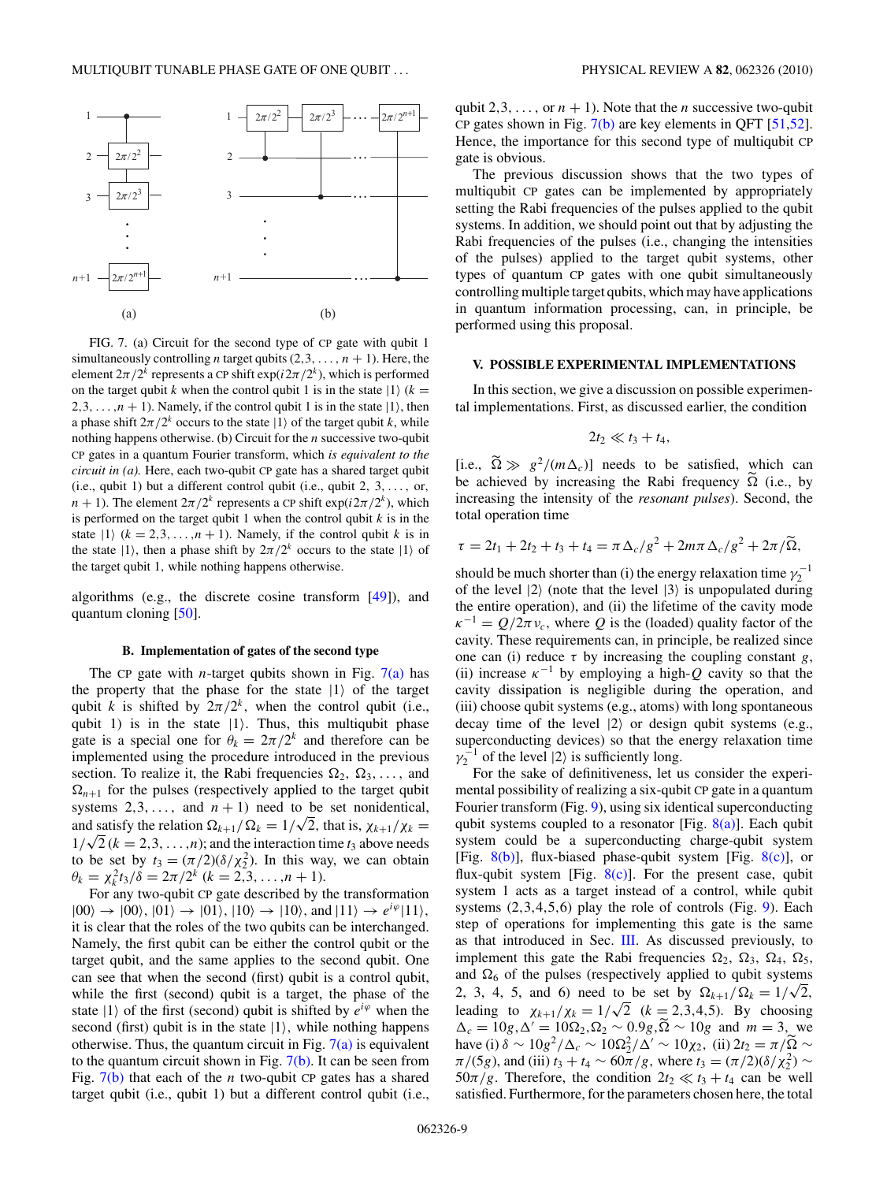FIG. 7. (a) Circuit for the second type of CP gate with qubit 1 simultaneously controlling $n$ target qubits $(2,3,\ldots,n+1)$. Here, the element $2\pi/2^k$ represents a CP shift $\exp(i2\pi/2^k)$, which is performed on the target qubit $k$ when the control qubit 1 is in the state $|1\rangle$ ($k = 2,3,\ldots,n+1$). Namely, if the control qubit 1 is in the state $|1\rangle$, then a phase shift $2\pi/2^k$ occurs to the state $|1\rangle$ of the target qubit $k$, while nothing happens otherwise. (b) Circuit for the $n$ successive two-qubit CP gates in a quantum Fourier transform, which *is equivalent to the circuit in (a)*. Here, each two-qubit CP gate has a shared target qubit (i.e., qubit 1) but a different control qubit (i.e., qubit 2, 3, …, or, $n+1$). The element $2\pi/2^k$ represents a CP shift $\exp(i2\pi/2^k)$, which is performed on the target qubit 1 when the control qubit $k$ is in the state $|1\rangle$ ($k = 2,3,\ldots,n+1$). Namely, if the control qubit $k$ is in the state $|1\rangle$, then a phase shift by $2\pi/2^k$ occurs to the state $|1\rangle$ of the target qubit 1, while nothing happens otherwise.

algorithms (e.g., the discrete cosine transform [49]), and quantum cloning [50].

### B. Implementation of gates of the second type

The CP gate with $n$-target qubits shown in Fig. 7(a) has the property that the phase for the state $|1\rangle$ of the target qubit $k$ is shifted by $2\pi/2^k$, when the control qubit (i.e., qubit 1) is in the state $|1\rangle$. Thus, this multiqubit phase gate is a special one for $\theta_k = 2\pi/2^k$ and therefore can be implemented using the procedure introduced in the previous section. To realize it, the Rabi frequencies $\Omega_2$, $\Omega_3$, …, and $\Omega_{n+1}$ for the pulses (respectively applied to the target qubit systems $2,3,\ldots,$ and $n+1$) need to be set nonidentical, and satisfy the relation $\Omega_{k+1}/\Omega_k = 1/\sqrt{2}$, that is, $\chi_{k+1}/\chi_k = 1/\sqrt{2}$ ($k = 2,3,\ldots,n$); and the interaction time $t_3$ above needs to be set by $t_3 = (\pi/2)(\delta/\chi_2^2)$. In this way, we can obtain $\theta_k = \chi_k^2 t_3/\delta = 2\pi/2^k$ ($k = 2,3,\ldots,n+1$).

For any two-qubit CP gate described by the transformation $|00\rangle \rightarrow |00\rangle$, $|01\rangle \rightarrow |01\rangle$, $|10\rangle \rightarrow |10\rangle$, and $|11\rangle \rightarrow e^{i\varphi}|11\rangle$, it is clear that the roles of the two qubits can be interchanged. Namely, the first qubit can be either the control qubit or the target qubit, and the same applies to the second qubit. One can see that when the second (first) qubit is a control qubit, while the first (second) qubit is a target, the phase of the state $|1\rangle$ of the first (second) qubit is shifted by $e^{i\varphi}$ when the second (first) qubit is in the state $|1\rangle$, while nothing happens otherwise. Thus, the quantum circuit in Fig. 7(a) is equivalent to the quantum circuit shown in Fig. 7(b). It can be seen from Fig. 7(b) that each of the $n$ two-qubit CP gates has a shared target qubit (i.e., qubit 1) but a different control qubit (i.e., qubit $2,3,\ldots,$ or $n+1$). Note that the $n$ successive two-qubit CP gates shown in Fig. 7(b) are key elements in QFT [51,52]. Hence, the importance for this second type of multiqubit CP gate is obvious.

The previous discussion shows that the two types of multiqubit CP gates can be implemented by appropriately setting the Rabi frequencies of the pulses applied to the qubit systems. In addition, we should point out that by adjusting the Rabi frequencies of the pulses (i.e., changing the intensities of the pulses) applied to the target qubit systems, other types of quantum CP gates with one qubit simultaneously controlling multiple target qubits, which may have applications in quantum information processing, can, in principle, be performed using this proposal.

## V. POSSIBLE EXPERIMENTAL IMPLEMENTATIONS

In this section, we give a discussion on possible experimental implementations. First, as discussed earlier, the condition

$$2t_2 \ll t_3 + t_4,$$

[i.e., $\widetilde{\Omega} \gg g^2/(m\Delta_c)$] needs to be satisfied, which can be achieved by increasing the Rabi frequency $\widetilde{\Omega}$ (i.e., by increasing the intensity of the *resonant pulses*). Second, the total operation time

$$\tau = 2t_1 + 2t_2 + t_3 + t_4 = \pi\Delta_c/g^2 + 2m\pi\Delta_c/g^2 + 2\pi/\widetilde{\Omega},$$

should be much shorter than (i) the energy relaxation time $\gamma_2^{-1}$ of the level $|2\rangle$ (note that the level $|3\rangle$ is unpopulated during the entire operation), and (ii) the lifetime of the cavity mode $\kappa^{-1} = Q/2\pi\nu_c$, where $Q$ is the (loaded) quality factor of the cavity. These requirements can, in principle, be realized since one can (i) reduce $\tau$ by increasing the coupling constant $g$, (ii) increase $\kappa^{-1}$ by employing a high-$Q$ cavity so that the cavity dissipation is negligible during the operation, and (iii) choose qubit systems (e.g., atoms) with long spontaneous decay time of the level $|2\rangle$ or design qubit systems (e.g., superconducting devices) so that the energy relaxation time $\gamma_2^{-1}$ of the level $|2\rangle$ is sufficiently long.

For the sake of definitiveness, let us consider the experimental possibility of realizing a six-qubit CP gate in a quantum Fourier transform (Fig. 9), using six identical superconducting qubit systems coupled to a resonator [Fig. 8(a)]. Each qubit system could be a superconducting charge-qubit system [Fig. 8(b)], flux-biased phase-qubit system [Fig. 8(c)], or flux-qubit system [Fig. 8(c)]. For the present case, qubit system 1 acts as a target instead of a control, while qubit systems (2,3,4,5,6) play the role of controls (Fig. 9). Each step of operations for implementing this gate is the same as that introduced in Sec. III. As discussed previously, to implement this gate the Rabi frequencies $\Omega_2$, $\Omega_3$, $\Omega_4$, $\Omega_5$, and $\Omega_6$ of the pulses (respectively applied to qubit systems 2, 3, 4, 5, and 6) need to be set by $\Omega_{k+1}/\Omega_k = 1/\sqrt{2}$, leading to $\chi_{k+1}/\chi_k = 1/\sqrt{2}$ ($k = 2,3,4,5$). By choosing $\Delta_c = 10g, \Delta' = 10\Omega_2, \Omega_2 \sim 0.9g, \widetilde{\Omega} \sim 10g$ and $m = 3$, we have (i) $\delta \sim 10g^2/\Delta_c \sim 10\Omega_2^2/\Delta' \sim 10\chi_2$, (ii) $2t_2 = \pi/\widetilde{\Omega} \sim \pi/(5g)$, and (iii) $t_3 + t_4 \sim 60\pi/g$, where $t_3 = (\pi/2)(\delta/\chi_2^2) \sim 50\pi/g$. Therefore, the condition $2t_2 \ll t_3 + t_4$ can be well satisfied. Furthermore, for the parameters chosen here, the total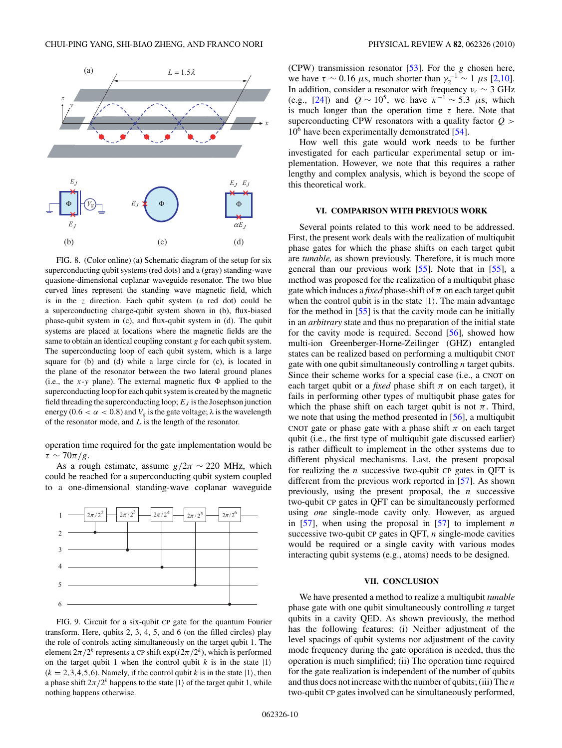FIG. 8. (Color online) (a) Schematic diagram of the setup for six superconducting qubit systems (red dots) and a (gray) standing-wave quasione-dimensional coplanar waveguide resonator. The two blue curved lines represent the standing wave magnetic field, which is in the $z$ direction. Each qubit system (a red dot) could be a superconducting charge-qubit system shown in (b), flux-biased phase-qubit system in (c), and flux-qubit system in (d). The qubit systems are placed at locations where the magnetic fields are the same to obtain an identical coupling constant $g$ for each qubit system. The superconducting loop of each qubit system, which is a large square for (b) and (d) while a large circle for (c), is located in the plane of the resonator between the two lateral ground planes (i.e., the $x$-$y$ plane). The external magnetic flux $\Phi$ applied to the superconducting loop for each qubit system is created by the magnetic field threading the superconducting loop; $E_J$ is the Josephson junction energy ($0.6 < \alpha < 0.8$) and $V_g$ is the gate voltage; $\lambda$ is the wavelength of the resonator mode, and $L$ is the length of the resonator.

operation time required for the gate implementation would be $\tau \sim 70\pi/g$.

As a rough estimate, assume $g/2\pi \sim 220$ MHz, which could be reached for a superconducting qubit system coupled to a one-dimensional standing-wave coplanar waveguide (CPW) transmission resonator [53]. For the $g$ chosen here, we have $\tau \sim 0.16\ \mu$s, much shorter than $\gamma_2^{-1} \sim 1\ \mu$s [2,10]. In addition, consider a resonator with frequency $\nu_c \sim 3$ GHz (e.g., [24]) and $Q \sim 10^5$, we have $\kappa^{-1} \sim 5.3\ \mu$s, which is much longer than the operation time $\tau$ here. Note that superconducting CPW resonators with a quality factor $Q > 10^6$ have been experimentally demonstrated [54].

How well this gate would work needs to be further investigated for each particular experimental setup or implementation. However, we note that this requires a rather lengthy and complex analysis, which is beyond the scope of this theoretical work.

FIG. 9. Circuit for a six-qubit CP gate for the quantum Fourier transform. Here, qubits 2, 3, 4, 5, and 6 (on the filled circles) play the role of controls acting simultaneously on the target qubit 1. The element $2\pi/2^k$ represents a CP shift $\exp(i2\pi/2^k)$, which is performed on the target qubit 1 when the control qubit $k$ is in the state $|1\rangle$ ($k = 2,3,4,5,6$). Namely, if the control qubit $k$ is in the state $|1\rangle$, then a phase shift $2\pi/2^k$ happens to the state $|1\rangle$ of the target qubit 1, while nothing happens otherwise.

## VI. COMPARISON WITH PREVIOUS WORK

Several points related to this work need to be addressed. First, the present work deals with the realization of multiqubit phase gates for which the phase shifts on each target qubit are *tunable*, as shown previously. Therefore, it is much more general than our previous work [55]. Note that in [55], a method was proposed for the realization of a multiqubit phase gate which induces a *fixed* phase-shift of $\pi$ on each target qubit when the control qubit is in the state $|1\rangle$. The main advantage for the method in [55] is that the cavity mode can be initially in an *arbitrary* state and thus no preparation of the initial state for the cavity mode is required. Second [56], showed how multi-ion Greenberger-Horne-Zeilinger (GHZ) entangled states can be realized based on performing a multiqubit CNOT gate with one qubit simultaneously controlling $n$ target qubits. Since their scheme works for a special case (i.e., a CNOT on each target qubit or a *fixed* phase shift $\pi$ on each target), it fails in performing other types of multiqubit phase gates for which the phase shift on each target qubit is not $\pi$. Third, we note that using the method presented in [56], a multiqubit CNOT gate or phase gate with a phase shift $\pi$ on each target qubit (i.e., the first type of multiqubit gate discussed earlier) is rather difficult to implement in the other systems due to different physical mechanisms. Last, the present proposal for realizing the $n$ successive two-qubit CP gates in QFT is different from the previous work reported in [57]. As shown previously, using the present proposal, the $n$ successive two-qubit CP gates in QFT can be simultaneously performed using *one* single-mode cavity only. However, as argued in [57], when using the proposal in [57] to implement $n$ successive two-qubit CP gates in QFT, $n$ single-mode cavities would be required or a single cavity with various modes interacting qubit systems (e.g., atoms) needs to be designed.

## VII. CONCLUSION

We have presented a method to realize a multiqubit *tunable* phase gate with one qubit simultaneously controlling $n$ target qubits in a cavity QED. As shown previously, the method has the following features: (i) Neither adjustment of the level spacings of qubit systems nor adjustment of the cavity mode frequency during the gate operation is needed, thus the operation is much simplified; (ii) The operation time required for the gate realization is independent of the number of qubits and thus does not increase with the number of qubits; (iii) The $n$ two-qubit CP gates involved can be simultaneously performed,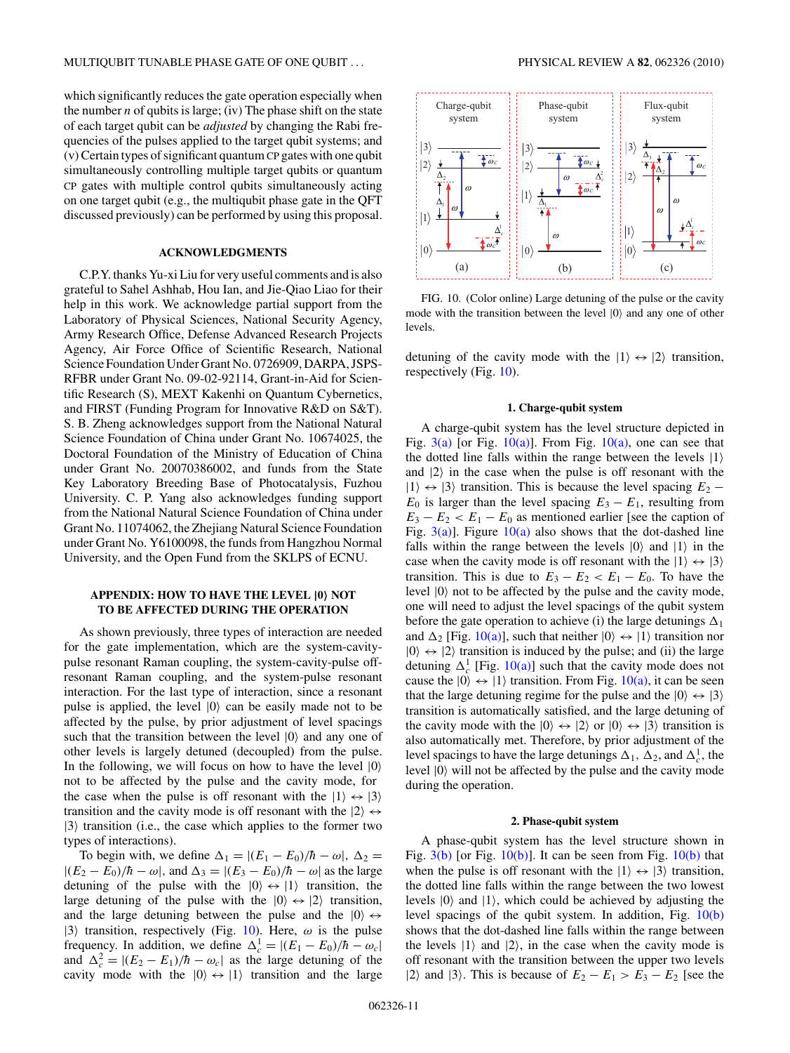which significantly reduces the gate operation especially when the number $n$ of qubits is large; (iv) The phase shift on the state of each target qubit can be *adjusted* by changing the Rabi frequencies of the pulses applied to the target qubit systems; and (v) Certain types of significant quantum CP gates with one qubit simultaneously controlling multiple target qubits or quantum CP gates with multiple control qubits simultaneously acting on one target qubit (e.g., the multiqubit phase gate in the QFT discussed previously) can be performed by using this proposal.

### ACKNOWLEDGMENTS

C.P.Y. thanks Yu-xi Liu for very useful comments and is also grateful to Sahel Ashhab, Hou Ian, and Jie-Qiao Liao for their help in this work. We acknowledge partial support from the Laboratory of Physical Sciences, National Security Agency, Army Research Office, Defense Advanced Research Projects Agency, Air Force Office of Scientific Research, National Science Foundation Under Grant No. 0726909, DARPA, JSPS-RFBR under Grant No. 09-02-92114, Grant-in-Aid for Scientific Research (S), MEXT Kakenhi on Quantum Cybernetics, and FIRST (Funding Program for Innovative R&D on S&T). S. B. Zheng acknowledges support from the National Natural Science Foundation of China under Grant No. 10674025, the Doctoral Foundation of the Ministry of Education of China under Grant No. 20070386002, and funds from the State Key Laboratory Breeding Base of Photocatalysis, Fuzhou University. C. P. Yang also acknowledges funding support from the National Natural Science Foundation of China under Grant No. 11074062, the Zhejiang Natural Science Foundation under Grant No. Y6100098, the funds from Hangzhou Normal University, and the Open Fund from the SKLPS of ECNU.

### APPENDIX: HOW TO HAVE THE LEVEL $|0\rangle$ NOT TO BE AFFECTED DURING THE OPERATION

As shown previously, three types of interaction are needed for the gate implementation, which are the system-cavity-pulse resonant Raman coupling, the system-cavity-pulse off-resonant Raman coupling, and the system-pulse resonant interaction. For the last type of interaction, since a resonant pulse is applied, the level $|0\rangle$ can be easily made not to be affected by the pulse, by prior adjustment of level spacings such that the transition between the level $|0\rangle$ and any one of other levels is largely detuned (decoupled) from the pulse. In the following, we will focus on how to have the level $|0\rangle$ not to be affected by the pulse and the cavity mode, for the case when the pulse is off resonant with the $|1\rangle \leftrightarrow |3\rangle$ transition and the cavity mode is off resonant with the $|2\rangle \leftrightarrow |3\rangle$ transition (i.e., the case which applies to the former two types of interactions).

To begin with, we define $\Delta_1 = |(E_1 - E_0)/\hbar - \omega|$, $\Delta_2 = |(E_2 - E_0)/\hbar - \omega|$, and $\Delta_3 = |(E_3 - E_0)/\hbar - \omega|$ as the large detuning of the pulse with the $|0\rangle \leftrightarrow |1\rangle$ transition, the large detuning of the pulse with the $|0\rangle \leftrightarrow |2\rangle$ transition, and the large detuning between the pulse and the $|0\rangle \leftrightarrow |3\rangle$ transition, respectively (Fig. 10). Here, $\omega$ is the pulse frequency. In addition, we define $\Delta_c^1 = |(E_1 - E_0)/\hbar - \omega_c|$ and $\Delta_c^2 = |(E_2 - E_1)/\hbar - \omega_c|$ as the large detuning of the cavity mode with the $|0\rangle \leftrightarrow |1\rangle$ transition and the large detuning of the cavity mode with the $|1\rangle \leftrightarrow |2\rangle$ transition, respectively (Fig. 10).

FIG. 10. (Color online) Large detuning of the pulse or the cavity mode with the transition between the level $|0\rangle$ and any one of other levels.

#### 1. Charge-qubit system

A charge-qubit system has the level structure depicted in Fig. 3(a) [or Fig. 10(a)]. From Fig. 10(a), one can see that the dotted line falls within the range between the levels $|1\rangle$ and $|2\rangle$ in the case when the pulse is off resonant with the $|1\rangle \leftrightarrow |3\rangle$ transition. This is because the level spacing $E_2 - E_0$ is larger than the level spacing $E_3 - E_1$, resulting from $E_3 - E_2 < E_1 - E_0$ as mentioned earlier [see the caption of Fig. 3(a)]. Figure 10(a) also shows that the dot-dashed line falls within the range between the levels $|0\rangle$ and $|1\rangle$ in the case when the cavity mode is off resonant with the $|1\rangle \leftrightarrow |3\rangle$ transition. This is due to $E_3 - E_2 < E_1 - E_0$. To have the level $|0\rangle$ not to be affected by the pulse and the cavity mode, one will need to adjust the level spacings of the qubit system before the gate operation to achieve (i) the large detunings $\Delta_1$ and $\Delta_2$ [Fig. 10(a)], such that neither $|0\rangle \leftrightarrow |1\rangle$ transition nor $|0\rangle \leftrightarrow |2\rangle$ transition is induced by the pulse; and (ii) the large detuning $\Delta_c^1$ [Fig. 10(a)] such that the cavity mode does not cause the $|0\rangle \leftrightarrow |1\rangle$ transition. From Fig. 10(a), it can be seen that the large detuning regime for the pulse and the $|0\rangle \leftrightarrow |3\rangle$ transition is automatically satisfied, and the large detuning of the cavity mode with the $|0\rangle \leftrightarrow |2\rangle$ or $|0\rangle \leftrightarrow |3\rangle$ transition is also automatically met. Therefore, by prior adjustment of the level spacings to have the large detunings $\Delta_1$, $\Delta_2$, and $\Delta_c^1$, the level $|0\rangle$ will not be affected by the pulse and the cavity mode during the operation.

#### 2. Phase-qubit system

A phase-qubit system has the level structure shown in Fig. 3(b) [or Fig. 10(b)]. It can be seen from Fig. 10(b) that when the pulse is off resonant with the $|1\rangle \leftrightarrow |3\rangle$ transition, the dotted line falls within the range between the two lowest levels $|0\rangle$ and $|1\rangle$, which could be achieved by adjusting the level spacings of the qubit system. In addition, Fig. 10(b) shows that the dot-dashed line falls within the range between the levels $|1\rangle$ and $|2\rangle$, in the case when the cavity mode is off resonant with the transition between the upper two levels $|2\rangle$ and $|3\rangle$. This is because of $E_2 - E_1 > E_3 - E_2$ [see the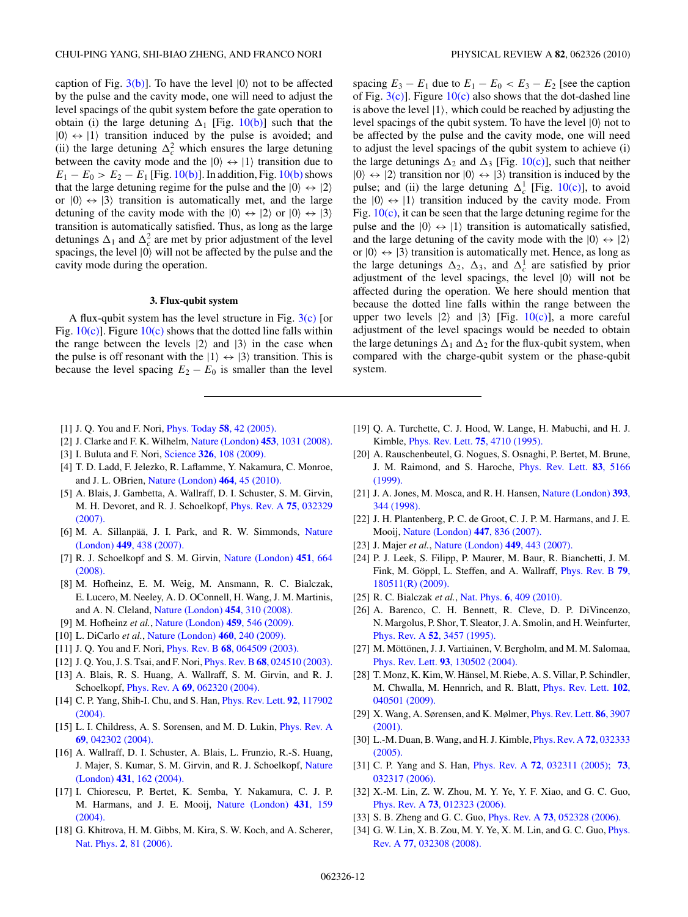caption of Fig. 3(b)]. To have the level $|0\rangle$ not to be affected by the pulse and the cavity mode, one will need to adjust the level spacings of the qubit system before the gate operation to obtain (i) the large detuning $\Delta_1$ [Fig. 10(b)] such that the $|0\rangle \leftrightarrow |1\rangle$ transition induced by the pulse is avoided; and (ii) the large detuning $\Delta_c^2$ which ensures the large detuning between the cavity mode and the $|0\rangle \leftrightarrow |1\rangle$ transition due to $E_1 - E_0 > E_2 - E_1$ [Fig. 10(b)]. In addition, Fig. 10(b) shows that the large detuning regime for the pulse and the $|0\rangle \leftrightarrow |2\rangle$ or $|0\rangle \leftrightarrow |3\rangle$ transition is automatically met, and the large detuning of the cavity mode with the $|0\rangle \leftrightarrow |2\rangle$ or $|0\rangle \leftrightarrow |3\rangle$ transition is automatically satisfied. Thus, as long as the large detunings $\Delta_1$ and $\Delta_c^2$ are met by prior adjustment of the level spacings, the level $|0\rangle$ will not be affected by the pulse and the cavity mode during the operation.

### 3. Flux-qubit system

A flux-qubit system has the level structure in Fig. 3(c) [or Fig. 10(c)]. Figure 10(c) shows that the dotted line falls within the range between the levels $|2\rangle$ and $|3\rangle$ in the case when the pulse is off resonant with the $|1\rangle \leftrightarrow |3\rangle$ transition. This is because the level spacing $E_2 - E_0$ is smaller than the level spacing $E_3 - E_1$ due to $E_1 - E_0 < E_3 - E_2$ [see the caption of Fig. 3(c)]. Figure 10(c) also shows that the dot-dashed line is above the level $|1\rangle$, which could be reached by adjusting the level spacings of the qubit system. To have the level $|0\rangle$ not to be affected by the pulse and the cavity mode, one will need to adjust the level spacings of the qubit system to achieve (i) the large detunings $\Delta_2$ and $\Delta_3$ [Fig. 10(c)], such that neither $|0\rangle \leftrightarrow |2\rangle$ transition nor $|0\rangle \leftrightarrow |3\rangle$ transition is induced by the pulse; and (ii) the large detuning $\Delta_c^1$ [Fig. 10(c)], to avoid the $|0\rangle \leftrightarrow |1\rangle$ transition induced by the cavity mode. From Fig. 10(c), it can be seen that the large detuning regime for the pulse and the $|0\rangle \leftrightarrow |1\rangle$ transition is automatically satisfied, and the large detuning of the cavity mode with the $|0\rangle \leftrightarrow |2\rangle$ or $|0\rangle \leftrightarrow |3\rangle$ transition is automatically met. Hence, as long as the large detunings $\Delta_2$, $\Delta_3$, and $\Delta_c^1$ are satisfied by prior adjustment of the level spacings, the level $|0\rangle$ will not be affected during the operation. We here should mention that because the dotted line falls within the range between the upper two levels $|2\rangle$ and $|3\rangle$ [Fig. 10(c)], a more careful adjustment of the level spacings would be needed to obtain the large detunings $\Delta_1$ and $\Delta_2$ for the flux-qubit system, when compared with the charge-qubit system or the phase-qubit system.

---

[1] J. Q. You and F. Nori, Phys. Today **58**, 42 (2005).
[2] J. Clarke and F. K. Wilhelm, Nature (London) **453**, 1031 (2008).
[3] I. Buluta and F. Nori, Science **326**, 108 (2009).
[4] T. D. Ladd, F. Jelezko, R. Laflamme, Y. Nakamura, C. Monroe, and J. L. OBrien, Nature (London) **464**, 45 (2010).
[5] A. Blais, J. Gambetta, A. Wallraff, D. I. Schuster, S. M. Girvin, M. H. Devoret, and R. J. Schoelkopf, Phys. Rev. A **75**, 032329 (2007).
[6] M. A. Sillanpää, J. I. Park, and R. W. Simmonds, Nature (London) **449**, 438 (2007).
[7] R. J. Schoelkopf and S. M. Girvin, Nature (London) **451**, 664 (2008).
[8] M. Hofheinz, E. M. Weig, M. Ansmann, R. C. Bialczak, E. Lucero, M. Neeley, A. D. OConnell, H. Wang, J. M. Martinis, and A. N. Cleland, Nature (London) **454**, 310 (2008).
[9] M. Hofheinz *et al.*, Nature (London) **459**, 546 (2009).
[10] L. DiCarlo *et al.*, Nature (London) **460**, 240 (2009).
[11] J. Q. You and F. Nori, Phys. Rev. B **68**, 064509 (2003).
[12] J. Q. You, J. S. Tsai, and F. Nori, Phys. Rev. B **68**, 024510 (2003).
[13] A. Blais, R. S. Huang, A. Wallraff, S. M. Girvin, and R. J. Schoelkopf, Phys. Rev. A **69**, 062320 (2004).
[14] C. P. Yang, Shih-I. Chu, and S. Han, Phys. Rev. Lett. **92**, 117902 (2004).
[15] L. I. Childress, A. S. Sorensen, and M. D. Lukin, Phys. Rev. A **69**, 042302 (2004).
[16] A. Wallraff, D. I. Schuster, A. Blais, L. Frunzio, R.-S. Huang, J. Majer, S. Kumar, S. M. Girvin, and R. J. Schoelkopf, Nature (London) **431**, 162 (2004).
[17] I. Chiorescu, P. Bertet, K. Semba, Y. Nakamura, C. J. P. M. Harmans, and J. E. Mooij, Nature (London) **431**, 159 (2004).
[18] G. Khitrova, H. M. Gibbs, M. Kira, S. W. Koch, and A. Scherer, Nat. Phys. **2**, 81 (2006).
[19] Q. A. Turchette, C. J. Hood, W. Lange, H. Mabuchi, and H. J. Kimble, Phys. Rev. Lett. **75**, 4710 (1995).
[20] A. Rauschenbeutel, G. Nogues, S. Osnaghi, P. Bertet, M. Brune, J. M. Raimond, and S. Haroche, Phys. Rev. Lett. **83**, 5166 (1999).
[21] J. A. Jones, M. Mosca, and R. H. Hansen, Nature (London) **393**, 344 (1998).
[22] J. H. Plantenberg, P. C. de Groot, C. J. P. M. Harmans, and J. E. Mooij, Nature (London) **447**, 836 (2007).
[23] J. Majer *et al.*, Nature (London) **449**, 443 (2007).
[24] P. J. Leek, S. Filipp, P. Maurer, M. Baur, R. Bianchetti, J. M. Fink, M. Göppl, L. Steffen, and A. Wallraff, Phys. Rev. B **79**, 180511(R) (2009).
[25] R. C. Bialczak *et al.*, Nat. Phys. **6**, 409 (2010).
[26] A. Barenco, C. H. Bennett, R. Cleve, D. P. DiVincenzo, N. Margolus, P. Shor, T. Sleator, J. A. Smolin, and H. Weinfurter, Phys. Rev. A **52**, 3457 (1995).
[27] M. Möttönen, J. J. Vartiainen, V. Bergholm, and M. M. Salomaa, Phys. Rev. Lett. **93**, 130502 (2004).
[28] T. Monz, K. Kim, W. Hänsel, M. Riebe, A. S. Villar, P. Schindler, M. Chwalla, M. Hennrich, and R. Blatt, Phys. Rev. Lett. **102**, 040501 (2009).
[29] X. Wang, A. Sørensen, and K. Mølmer, Phys. Rev. Lett. **86**, 3907 (2001).
[30] L.-M. Duan, B. Wang, and H. J. Kimble, Phys. Rev. A **72**, 032333 (2005).
[31] C. P. Yang and S. Han, Phys. Rev. A **72**, 032311 (2005); **73**, 032317 (2006).
[32] X.-M. Lin, Z. W. Zhou, M. Y. Ye, Y. F. Xiao, and G. C. Guo, Phys. Rev. A **73**, 012323 (2006).
[33] S. B. Zheng and G. C. Guo, Phys. Rev. A **73**, 052328 (2006).
[34] G. W. Lin, X. B. Zou, M. Y. Ye, X. M. Lin, and G. C. Guo, Phys. Rev. A **77**, 032308 (2008).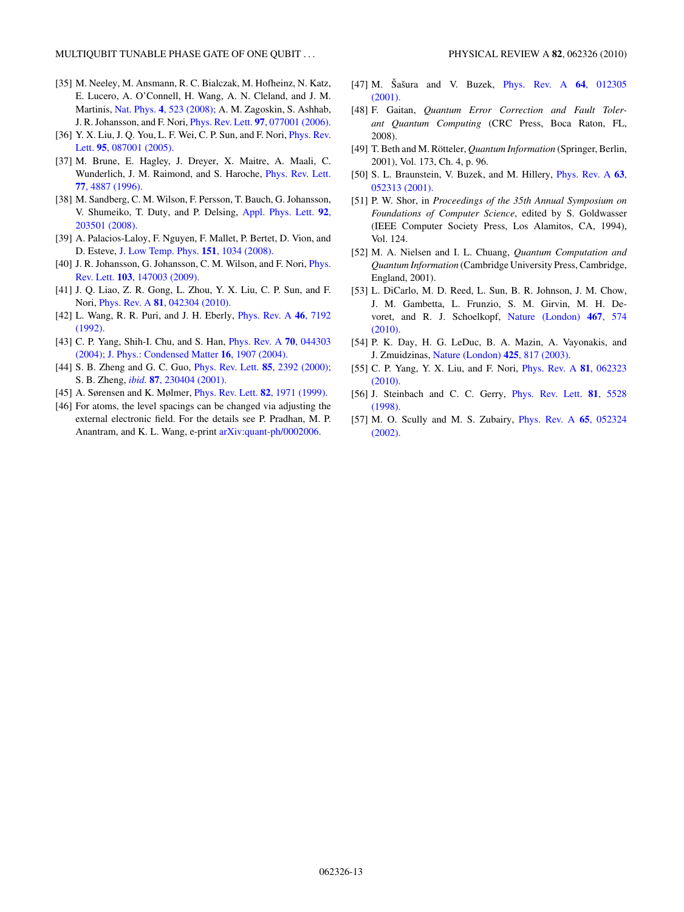[35] M. Neeley, M. Ansmann, R. C. Bialczak, M. Hofheinz, N. Katz, E. Lucero, A. O'Connell, H. Wang, A. N. Cleland, and J. M. Martinis, Nat. Phys. **4**, 523 (2008); A. M. Zagoskin, S. Ashhab, J. R. Johansson, and F. Nori, Phys. Rev. Lett. **97**, 077001 (2006).

[36] Y. X. Liu, J. Q. You, L. F. Wei, C. P. Sun, and F. Nori, Phys. Rev. Lett. **95**, 087001 (2005).

[37] M. Brune, E. Hagley, J. Dreyer, X. Maitre, A. Maali, C. Wunderlich, J. M. Raimond, and S. Haroche, Phys. Rev. Lett. **77**, 4887 (1996).

[38] M. Sandberg, C. M. Wilson, F. Persson, T. Bauch, G. Johansson, V. Shumeiko, T. Duty, and P. Delsing, Appl. Phys. Lett. **92**, 203501 (2008).

[39] A. Palacios-Laloy, F. Nguyen, F. Mallet, P. Bertet, D. Vion, and D. Esteve, J. Low Temp. Phys. **151**, 1034 (2008).

[40] J. R. Johansson, G. Johansson, C. M. Wilson, and F. Nori, Phys. Rev. Lett. **103**, 147003 (2009).

[41] J. Q. Liao, Z. R. Gong, L. Zhou, Y. X. Liu, C. P. Sun, and F. Nori, Phys. Rev. A **81**, 042304 (2010).

[42] L. Wang, R. R. Puri, and J. H. Eberly, Phys. Rev. A **46**, 7192 (1992).

[43] C. P. Yang, Shih-I. Chu, and S. Han, Phys. Rev. A **70**, 044303 (2004); J. Phys.: Condensed Matter **16**, 1907 (2004).

[44] S. B. Zheng and G. C. Guo, Phys. Rev. Lett. **85**, 2392 (2000); S. B. Zheng, *ibid.* **87**, 230404 (2001).

[45] A. Sørensen and K. Mølmer, Phys. Rev. Lett. **82**, 1971 (1999).

[46] For atoms, the level spacings can be changed via adjusting the external electronic field. For the details see P. Pradhan, M. P. Anantram, and K. L. Wang, e-print arXiv:quant-ph/0002006.

[47] M. Šašura and V. Buzek, Phys. Rev. A **64**, 012305 (2001).

[48] F. Gaitan, *Quantum Error Correction and Fault Tolerant Quantum Computing* (CRC Press, Boca Raton, FL, 2008).

[49] T. Beth and M. Rötteler, *Quantum Information* (Springer, Berlin, 2001), Vol. 173, Ch. 4, p. 96.

[50] S. L. Braunstein, V. Buzek, and M. Hillery, Phys. Rev. A **63**, 052313 (2001).

[51] P. W. Shor, in *Proceedings of the 35th Annual Symposium on Foundations of Computer Science*, edited by S. Goldwasser (IEEE Computer Society Press, Los Alamitos, CA, 1994), Vol. 124.

[52] M. A. Nielsen and I. L. Chuang, *Quantum Computation and Quantum Information* (Cambridge University Press, Cambridge, England, 2001).

[53] L. DiCarlo, M. D. Reed, L. Sun, B. R. Johnson, J. M. Chow, J. M. Gambetta, L. Frunzio, S. M. Girvin, M. H. Devoret, and R. J. Schoelkopf, Nature (London) **467**, 574 (2010).

[54] P. K. Day, H. G. LeDuc, B. A. Mazin, A. Vayonakis, and J. Zmuidzinas, Nature (London) **425**, 817 (2003).

[55] C. P. Yang, Y. X. Liu, and F. Nori, Phys. Rev. A **81**, 062323 (2010).

[56] J. Steinbach and C. C. Gerry, Phys. Rev. Lett. **81**, 5528 (1998).

[57] M. O. Scully and M. S. Zubairy, Phys. Rev. A **65**, 052324 (2002).